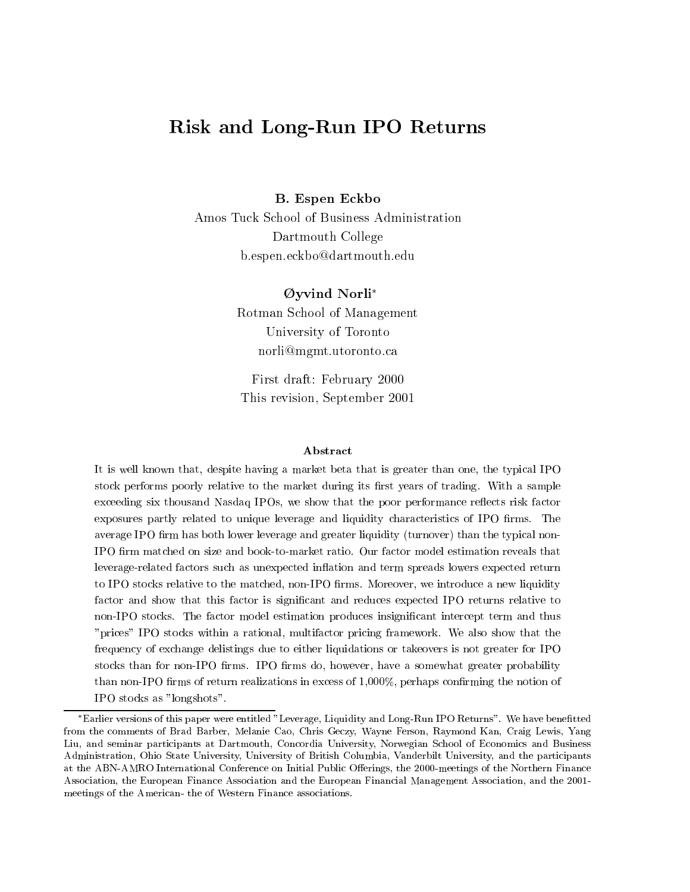# Risk and Long-Run IPO Returns

**B. Espen Eckbo**
Amos Tuck School of Business Administration
Dartmouth College
b.espen.eckbo@dartmouth.edu

**Øyvind Norli***
Rotman School of Management
University of Toronto
norli@mgmt.utoronto.ca

First draft: February 2000
This revision, September 2001

### Abstract

It is well known that, despite having a market beta that is greater than one, the typical IPO stock performs poorly relative to the market during its first years of trading. With a sample exceeding six thousand Nasdaq IPOs, we show that the poor performance reflects risk factor exposures partly related to unique leverage and liquidity characteristics of IPO firms. The average IPO firm has both lower leverage and greater liquidity (turnover) than the typical non-IPO firm matched on size and book-to-market ratio. Our factor model estimation reveals that leverage-related factors such as unexpected inflation and term spreads lowers expected return to IPO stocks relative to the matched, non-IPO firms. Moreover, we introduce a new liquidity factor and show that this factor is significant and reduces expected IPO returns relative to non-IPO stocks. The factor model estimation produces insignificant intercept term and thus "prices" IPO stocks within a rational, multifactor pricing framework. We also show that the frequency of exchange delistings due to either liquidations or takeovers is not greater for IPO stocks than for non-IPO firms. IPO firms do, however, have a somewhat greater probability than non-IPO firms of return realizations in excess of 1,000%, perhaps confirming the notion of IPO stocks as "longshots".

*Earlier versions of this paper were entitled "Leverage, Liquidity and Long-Run IPO Returns". We have benefitted from the comments of Brad Barber, Melanie Cao, Chris Geczy, Wayne Ferson, Raymond Kan, Craig Lewis, Yang Liu, and seminar participants at Dartmouth, Concordia University, Norwegian School of Economics and Business Administration, Ohio State University, University of British Columbia, Vanderbilt University, and the participants at the ABN-AMRO International Conference on Initial Public Offerings, the 2000-meetings of the Northern Finance Association, the European Finance Association and the European Financial Management Association, and the 2001-meetings of the American- the of Western Finance associations.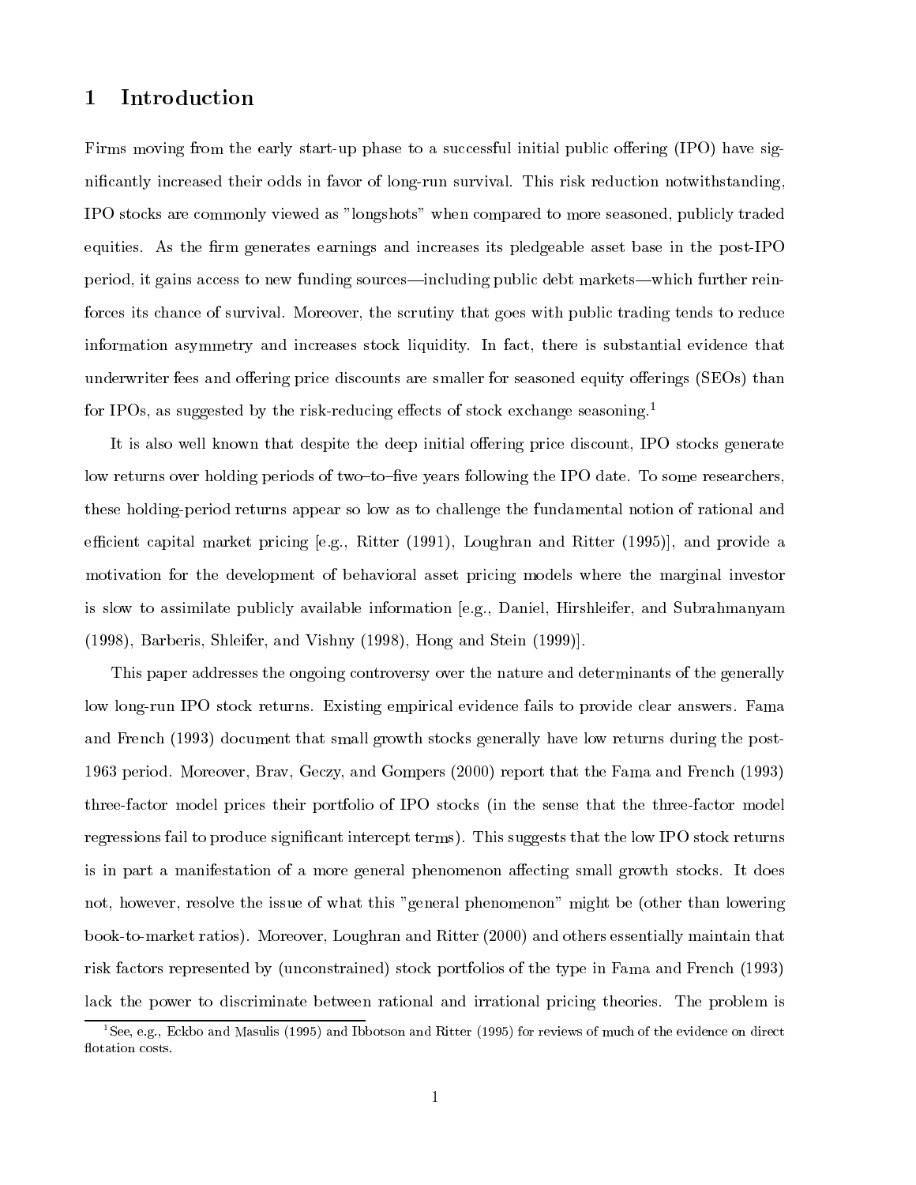# 1 Introduction

Firms moving from the early start-up phase to a successful initial public offering (IPO) have significantly increased their odds in favor of long-run survival. This risk reduction notwithstanding, IPO stocks are commonly viewed as "longshots" when compared to more seasoned, publicly traded equities. As the firm generates earnings and increases its pledgeable asset base in the post-IPO period, it gains access to new funding sources—including public debt markets—which further reinforces its chance of survival. Moreover, the scrutiny that goes with public trading tends to reduce information asymmetry and increases stock liquidity. In fact, there is substantial evidence that underwriter fees and offering price discounts are smaller for seasoned equity offerings (SEOs) than for IPOs, as suggested by the risk-reducing effects of stock exchange seasoning.[1]

It is also well known that despite the deep initial offering price discount, IPO stocks generate low returns over holding periods of two–to–five years following the IPO date. To some researchers, these holding-period returns appear so low as to challenge the fundamental notion of rational and efficient capital market pricing [e.g., Ritter (1991), Loughran and Ritter (1995)], and provide a motivation for the development of behavioral asset pricing models where the marginal investor is slow to assimilate publicly available information [e.g., Daniel, Hirshleifer, and Subrahmanyam (1998), Barberis, Shleifer, and Vishny (1998), Hong and Stein (1999)].

This paper addresses the ongoing controversy over the nature and determinants of the generally low long-run IPO stock returns. Existing empirical evidence fails to provide clear answers. Fama and French (1993) document that small growth stocks generally have low returns during the post-1963 period. Moreover, Brav, Geczy, and Gompers (2000) report that the Fama and French (1993) three-factor model prices their portfolio of IPO stocks (in the sense that the three-factor model regressions fail to produce significant intercept terms). This suggests that the low IPO stock returns is in part a manifestation of a more general phenomenon affecting small growth stocks. It does not, however, resolve the issue of what this "general phenomenon" might be (other than lowering book-to-market ratios). Moreover, Loughran and Ritter (2000) and others essentially maintain that risk factors represented by (unconstrained) stock portfolios of the type in Fama and French (1993) lack the power to discriminate between rational and irrational pricing theories. The problem is

[1] See, e.g., Eckbo and Masulis (1995) and Ibbotson and Ritter (1995) for reviews of much of the evidence on direct flotation costs.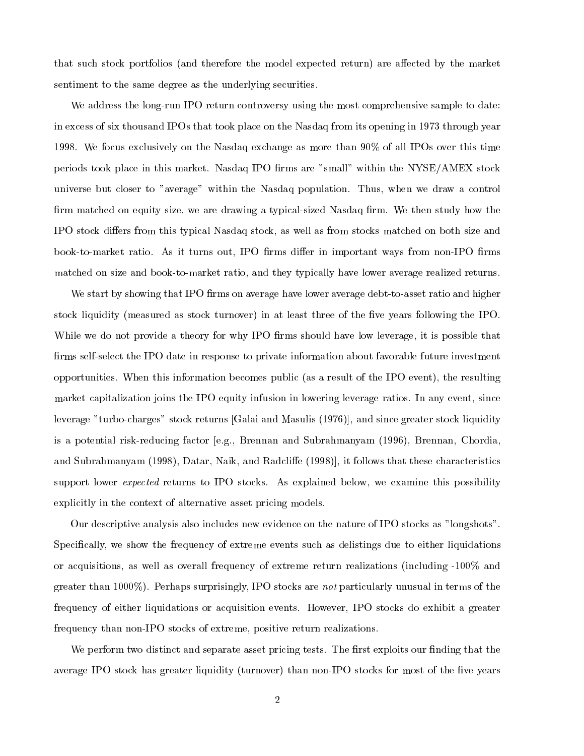that such stock portfolios (and therefore the model expected return) are affected by the market sentiment to the same degree as the underlying securities.

We address the long-run IPO return controversy using the most comprehensive sample to date: in excess of six thousand IPOs that took place on the Nasdaq from its opening in 1973 through year 1998. We focus exclusively on the Nasdaq exchange as more than 90% of all IPOs over this time periods took place in this market. Nasdaq IPO firms are "small" within the NYSE/AMEX stock universe but closer to "average" within the Nasdaq population. Thus, when we draw a control firm matched on equity size, we are drawing a typical-sized Nasdaq firm. We then study how the IPO stock differs from this typical Nasdaq stock, as well as from stocks matched on both size and book-to-market ratio. As it turns out, IPO firms differ in important ways from non-IPO firms matched on size and book-to-market ratio, and they typically have lower average realized returns.

We start by showing that IPO firms on average have lower average debt-to-asset ratio and higher stock liquidity (measured as stock turnover) in at least three of the five years following the IPO. While we do not provide a theory for why IPO firms should have low leverage, it is possible that firms self-select the IPO date in response to private information about favorable future investment opportunities. When this information becomes public (as a result of the IPO event), the resulting market capitalization joins the IPO equity infusion in lowering leverage ratios. In any event, since leverage "turbo-charges" stock returns [Galai and Masulis (1976)], and since greater stock liquidity is a potential risk-reducing factor [e.g., Brennan and Subrahmanyam (1996), Brennan, Chordia, and Subrahmanyam (1998), Datar, Naik, and Radcliffe (1998)], it follows that these characteristics support lower *expected* returns to IPO stocks. As explained below, we examine this possibility explicitly in the context of alternative asset pricing models.

Our descriptive analysis also includes new evidence on the nature of IPO stocks as "longshots". Specifically, we show the frequency of extreme events such as delistings due to either liquidations or acquisitions, as well as overall frequency of extreme return realizations (including -100% and greater than 1000%). Perhaps surprisingly, IPO stocks are *not* particularly unusual in terms of the frequency of either liquidations or acquisition events. However, IPO stocks do exhibit a greater frequency than non-IPO stocks of extreme, positive return realizations.

We perform two distinct and separate asset pricing tests. The first exploits our finding that the average IPO stock has greater liquidity (turnover) than non-IPO stocks for most of the five years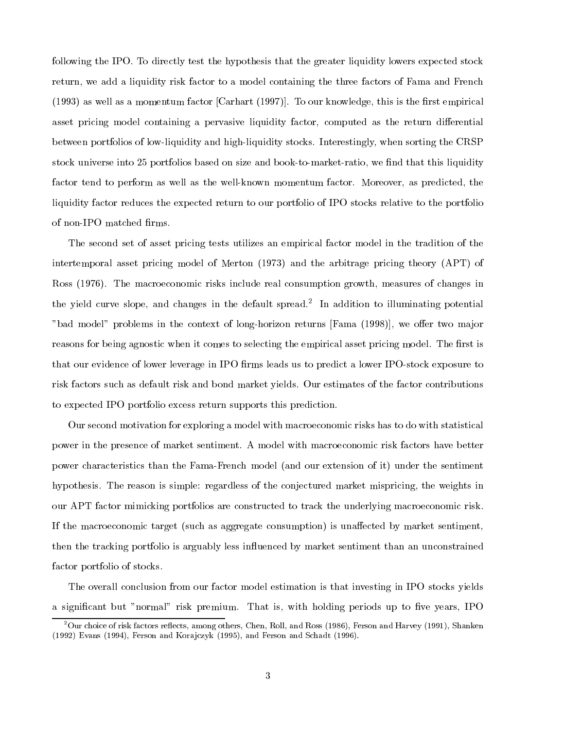following the IPO. To directly test the hypothesis that the greater liquidity lowers expected stock return, we add a liquidity risk factor to a model containing the three factors of Fama and French (1993) as well as a momentum factor [Carhart (1997)]. To our knowledge, this is the first empirical asset pricing model containing a pervasive liquidity factor, computed as the return differential between portfolios of low-liquidity and high-liquidity stocks. Interestingly, when sorting the CRSP stock universe into 25 portfolios based on size and book-to-market-ratio, we find that this liquidity factor tend to perform as well as the well-known momentum factor. Moreover, as predicted, the liquidity factor reduces the expected return to our portfolio of IPO stocks relative to the portfolio of non-IPO matched firms.

The second set of asset pricing tests utilizes an empirical factor model in the tradition of the intertemporal asset pricing model of Merton (1973) and the arbitrage pricing theory (APT) of Ross (1976). The macroeconomic risks include real consumption growth, measures of changes in the yield curve slope, and changes in the default spread.[2] In addition to illuminating potential "bad model" problems in the context of long-horizon returns [Fama (1998)], we offer two major reasons for being agnostic when it comes to selecting the empirical asset pricing model. The first is that our evidence of lower leverage in IPO firms leads us to predict a lower IPO-stock exposure to risk factors such as default risk and bond market yields. Our estimates of the factor contributions to expected IPO portfolio excess return supports this prediction.

Our second motivation for exploring a model with macroeconomic risks has to do with statistical power in the presence of market sentiment. A model with macroeconomic risk factors have better power characteristics than the Fama-French model (and our extension of it) under the sentiment hypothesis. The reason is simple: regardless of the conjectured market mispricing, the weights in our APT factor mimicking portfolios are constructed to track the underlying macroeconomic risk. If the macroeconomic target (such as aggregate consumption) is unaffected by market sentiment, then the tracking portfolio is arguably less influenced by market sentiment than an unconstrained factor portfolio of stocks.

The overall conclusion from our factor model estimation is that investing in IPO stocks yields a significant but "normal" risk premium. That is, with holding periods up to five years, IPO

[2] Our choice of risk factors reflects, among others, Chen, Roll, and Ross (1986), Ferson and Harvey (1991), Shanken (1992) Evans (1994), Ferson and Korajczyk (1995), and Ferson and Schadt (1996).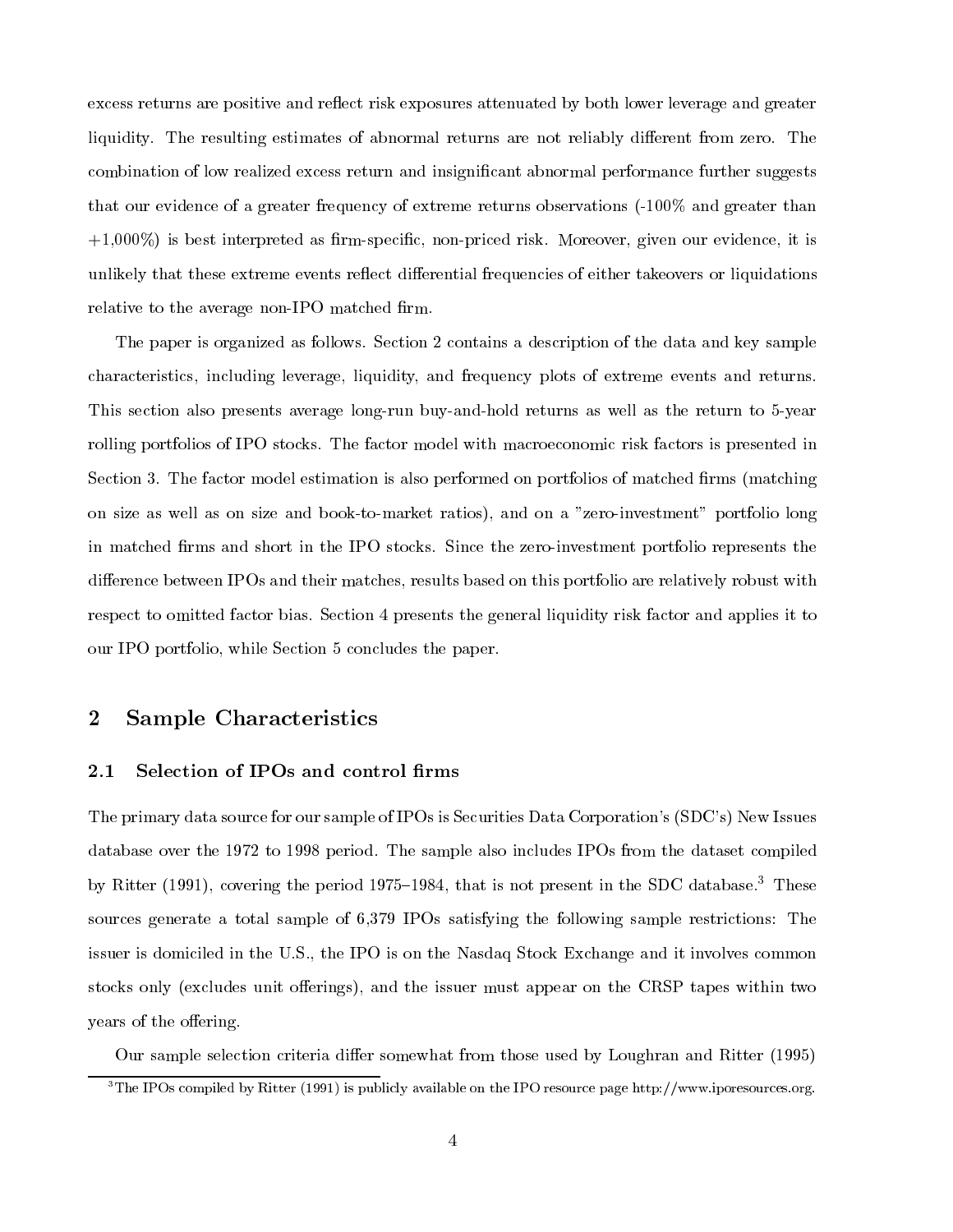excess returns are positive and reflect risk exposures attenuated by both lower leverage and greater liquidity. The resulting estimates of abnormal returns are not reliably different from zero. The combination of low realized excess return and insignificant abnormal performance further suggests that our evidence of a greater frequency of extreme returns observations (-100% and greater than +1,000%) is best interpreted as firm-specific, non-priced risk. Moreover, given our evidence, it is unlikely that these extreme events reflect differential frequencies of either takeovers or liquidations relative to the average non-IPO matched firm.

The paper is organized as follows. Section 2 contains a description of the data and key sample characteristics, including leverage, liquidity, and frequency plots of extreme events and returns. This section also presents average long-run buy-and-hold returns as well as the return to 5-year rolling portfolios of IPO stocks. The factor model with macroeconomic risk factors is presented in Section 3. The factor model estimation is also performed on portfolios of matched firms (matching on size as well as on size and book-to-market ratios), and on a "zero-investment" portfolio long in matched firms and short in the IPO stocks. Since the zero-investment portfolio represents the difference between IPOs and their matches, results based on this portfolio are relatively robust with respect to omitted factor bias. Section 4 presents the general liquidity risk factor and applies it to our IPO portfolio, while Section 5 concludes the paper.

## 2 Sample Characteristics

### 2.1 Selection of IPOs and control firms

The primary data source for our sample of IPOs is Securities Data Corporation's (SDC's) New Issues database over the 1972 to 1998 period. The sample also includes IPOs from the dataset compiled by Ritter (1991), covering the period 1975–1984, that is not present in the SDC database.[3] These sources generate a total sample of 6,379 IPOs satisfying the following sample restrictions: The issuer is domiciled in the U.S., the IPO is on the Nasdaq Stock Exchange and it involves common stocks only (excludes unit offerings), and the issuer must appear on the CRSP tapes within two years of the offering.

Our sample selection criteria differ somewhat from those used by Loughran and Ritter (1995)

[3] The IPOs compiled by Ritter (1991) is publicly available on the IPO resource page http://www.iporesources.org.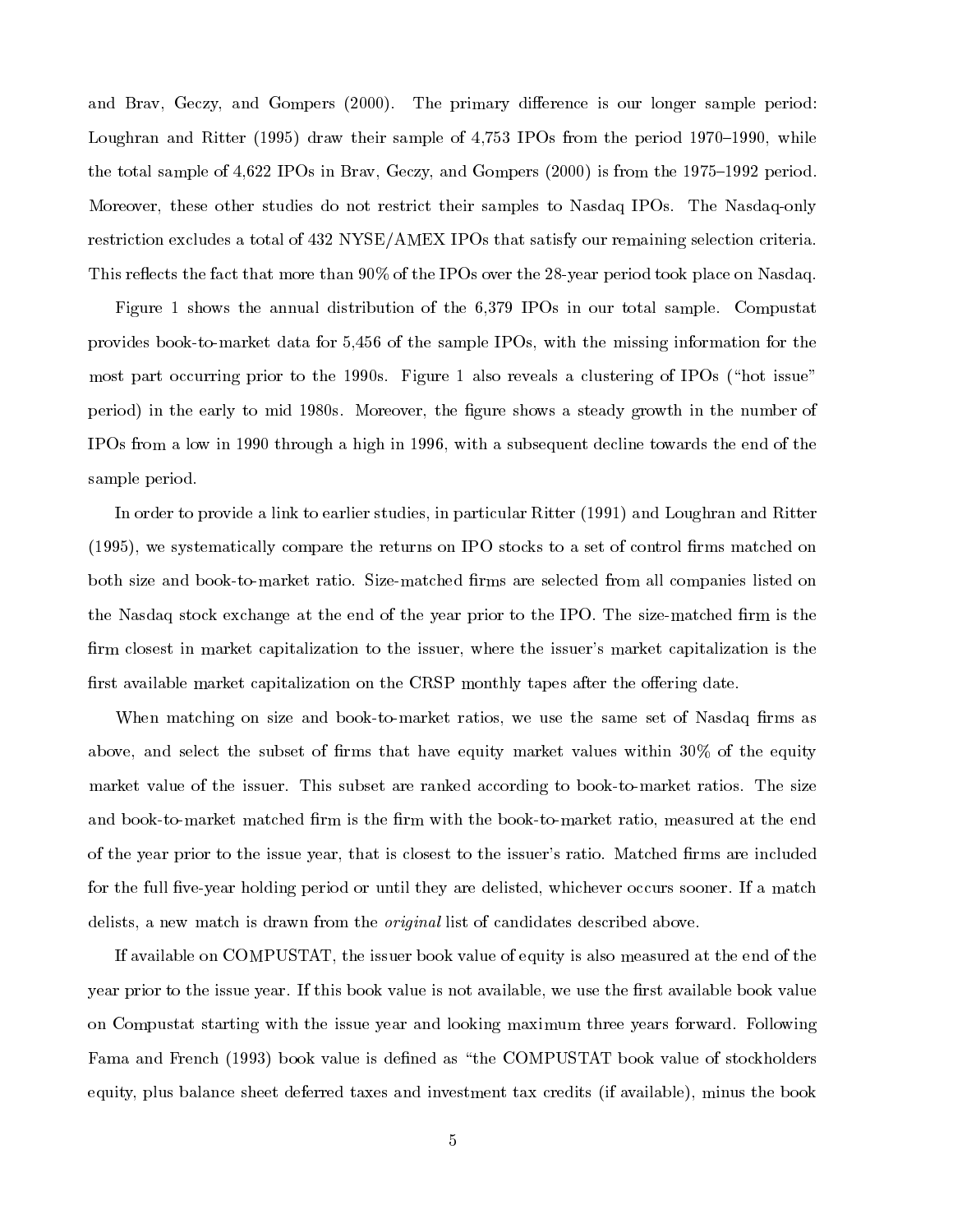and Brav, Geczy, and Gompers (2000). The primary difference is our longer sample period: Loughran and Ritter (1995) draw their sample of 4,753 IPOs from the period 1970–1990, while the total sample of 4,622 IPOs in Brav, Geczy, and Gompers (2000) is from the 1975–1992 period. Moreover, these other studies do not restrict their samples to Nasdaq IPOs. The Nasdaq-only restriction excludes a total of 432 NYSE/AMEX IPOs that satisfy our remaining selection criteria. This reflects the fact that more than 90% of the IPOs over the 28-year period took place on Nasdaq.

Figure 1 shows the annual distribution of the 6,379 IPOs in our total sample. Compustat provides book-to-market data for 5,456 of the sample IPOs, with the missing information for the most part occurring prior to the 1990s. Figure 1 also reveals a clustering of IPOs ("hot issue" period) in the early to mid 1980s. Moreover, the figure shows a steady growth in the number of IPOs from a low in 1990 through a high in 1996, with a subsequent decline towards the end of the sample period.

In order to provide a link to earlier studies, in particular Ritter (1991) and Loughran and Ritter (1995), we systematically compare the returns on IPO stocks to a set of control firms matched on both size and book-to-market ratio. Size-matched firms are selected from all companies listed on the Nasdaq stock exchange at the end of the year prior to the IPO. The size-matched firm is the firm closest in market capitalization to the issuer, where the issuer's market capitalization is the first available market capitalization on the CRSP monthly tapes after the offering date.

When matching on size and book-to-market ratios, we use the same set of Nasdaq firms as above, and select the subset of firms that have equity market values within 30% of the equity market value of the issuer. This subset are ranked according to book-to-market ratios. The size and book-to-market matched firm is the firm with the book-to-market ratio, measured at the end of the year prior to the issue year, that is closest to the issuer's ratio. Matched firms are included for the full five-year holding period or until they are delisted, whichever occurs sooner. If a match delists, a new match is drawn from the *original* list of candidates described above.

If available on COMPUSTAT, the issuer book value of equity is also measured at the end of the year prior to the issue year. If this book value is not available, we use the first available book value on Compustat starting with the issue year and looking maximum three years forward. Following Fama and French (1993) book value is defined as "the COMPUSTAT book value of stockholders equity, plus balance sheet deferred taxes and investment tax credits (if available), minus the book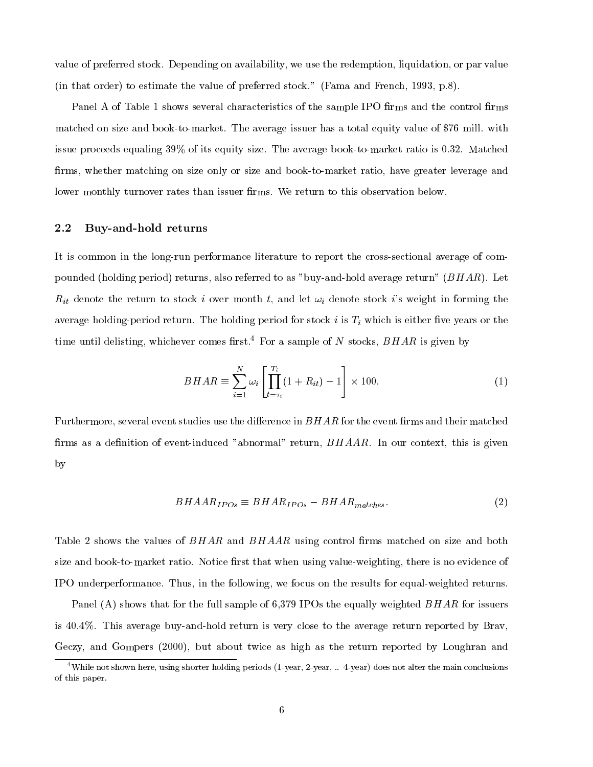value of preferred stock. Depending on availability, we use the redemption, liquidation, or par value (in that order) to estimate the value of preferred stock." (Fama and French, 1993, p.8).

Panel A of Table 1 shows several characteristics of the sample IPO firms and the control firms matched on size and book-to-market. The average issuer has a total equity value of $76 mill. with issue proceeds equaling 39% of its equity size. The average book-to-market ratio is 0.32. Matched firms, whether matching on size only or size and book-to-market ratio, have greater leverage and lower monthly turnover rates than issuer firms. We return to this observation below.

## 2.2 Buy-and-hold returns

It is common in the long-run performance literature to report the cross-sectional average of compounded (holding period) returns, also referred to as "buy-and-hold average return" ($BHAR$). Let $R_{it}$ denote the return to stock $i$ over month $t$, and let $\omega_i$ denote stock $i$'s weight in forming the average holding-period return. The holding period for stock $i$ is $T_i$ which is either five years or the time until delisting, whichever comes first.[4] For a sample of $N$ stocks, $BHAR$ is given by

$$BHAR \equiv \sum_{i=1}^{N} \omega_i \left[ \prod_{t=\tau_i}^{T_i} (1 + R_{it}) - 1 \right] \times 100. \tag{1}$$

Furthermore, several event studies use the difference in $BHAR$ for the event firms and their matched firms as a definition of event-induced "abnormal" return, $BHAAR$. In our context, this is given by

$$BHAAR_{IPOs} \equiv BHAR_{IPOs} - BHAR_{matches}. \tag{2}$$

Table 2 shows the values of $BHAR$ and $BHAAR$ using control firms matched on size and both size and book-to-market ratio. Notice first that when using value-weighting, there is no evidence of IPO underperformance. Thus, in the following, we focus on the results for equal-weighted returns.

Panel (A) shows that for the full sample of 6,379 IPOs the equally weighted $BHAR$ for issuers is 40.4%. This average buy-and-hold return is very close to the average return reported by Brav, Geczy, and Gompers (2000), but about twice as high as the return reported by Loughran and

[4] While not shown here, using shorter holding periods (1-year, 2-year, .. 4-year) does not alter the main conclusions of this paper.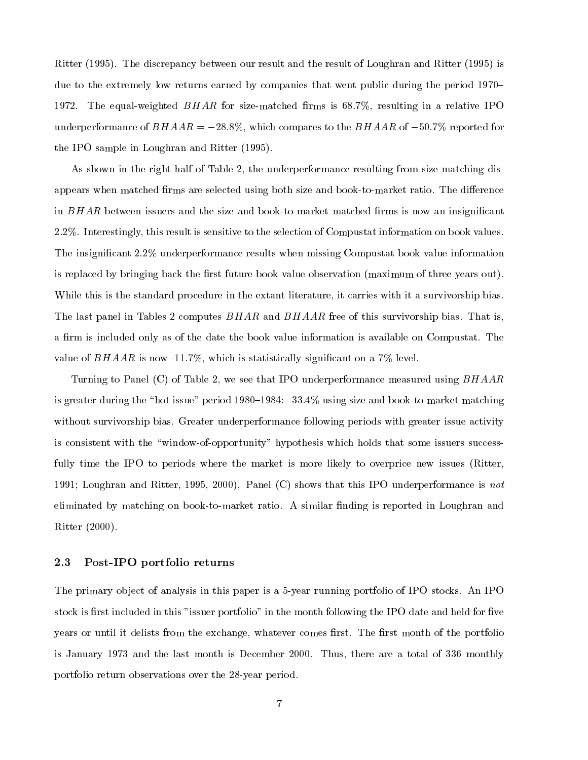Ritter (1995). The discrepancy between our result and the result of Loughran and Ritter (1995) is due to the extremely low returns earned by companies that went public during the period 1970–1972. The equal-weighted $BHAR$ for size-matched firms is 68.7%, resulting in a relative IPO underperformance of $BHAAR = -28.8\%$, which compares to the $BHAAR$ of $-50.7\%$ reported for the IPO sample in Loughran and Ritter (1995).

As shown in the right half of Table 2, the underperformance resulting from size matching disappears when matched firms are selected using both size and book-to-market ratio. The difference in $BHAR$ between issuers and the size and book-to-market matched firms is now an insignificant 2.2%. Interestingly, this result is sensitive to the selection of Compustat information on book values. The insignificant 2.2% underperformance results when missing Compustat book value information is replaced by bringing back the first future book value observation (maximum of three years out). While this is the standard procedure in the extant literature, it carries with it a survivorship bias. The last panel in Tables 2 computes $BHAR$ and $BHAAR$ free of this survivorship bias. That is, a firm is included only as of the date the book value information is available on Compustat. The value of $BHAAR$ is now -11.7%, which is statistically significant on a 7% level.

Turning to Panel (C) of Table 2, we see that IPO underperformance measured using $BHAAR$ is greater during the "hot issue" period 1980–1984: -33.4% using size and book-to-market matching without survivorship bias. Greater underperformance following periods with greater issue activity is consistent with the "window-of-opportunity" hypothesis which holds that some issuers successfully time the IPO to periods where the market is more likely to overprice new issues (Ritter, 1991; Loughran and Ritter, 1995, 2000). Panel (C) shows that this IPO underperformance is *not* eliminated by matching on book-to-market ratio. A similar finding is reported in Loughran and Ritter (2000).

### 2.3 Post-IPO portfolio returns

The primary object of analysis in this paper is a 5-year running portfolio of IPO stocks. An IPO stock is first included in this "issuer portfolio" in the month following the IPO date and held for five years or until it delists from the exchange, whatever comes first. The first month of the portfolio is January 1973 and the last month is December 2000. Thus, there are a total of 336 monthly portfolio return observations over the 28-year period.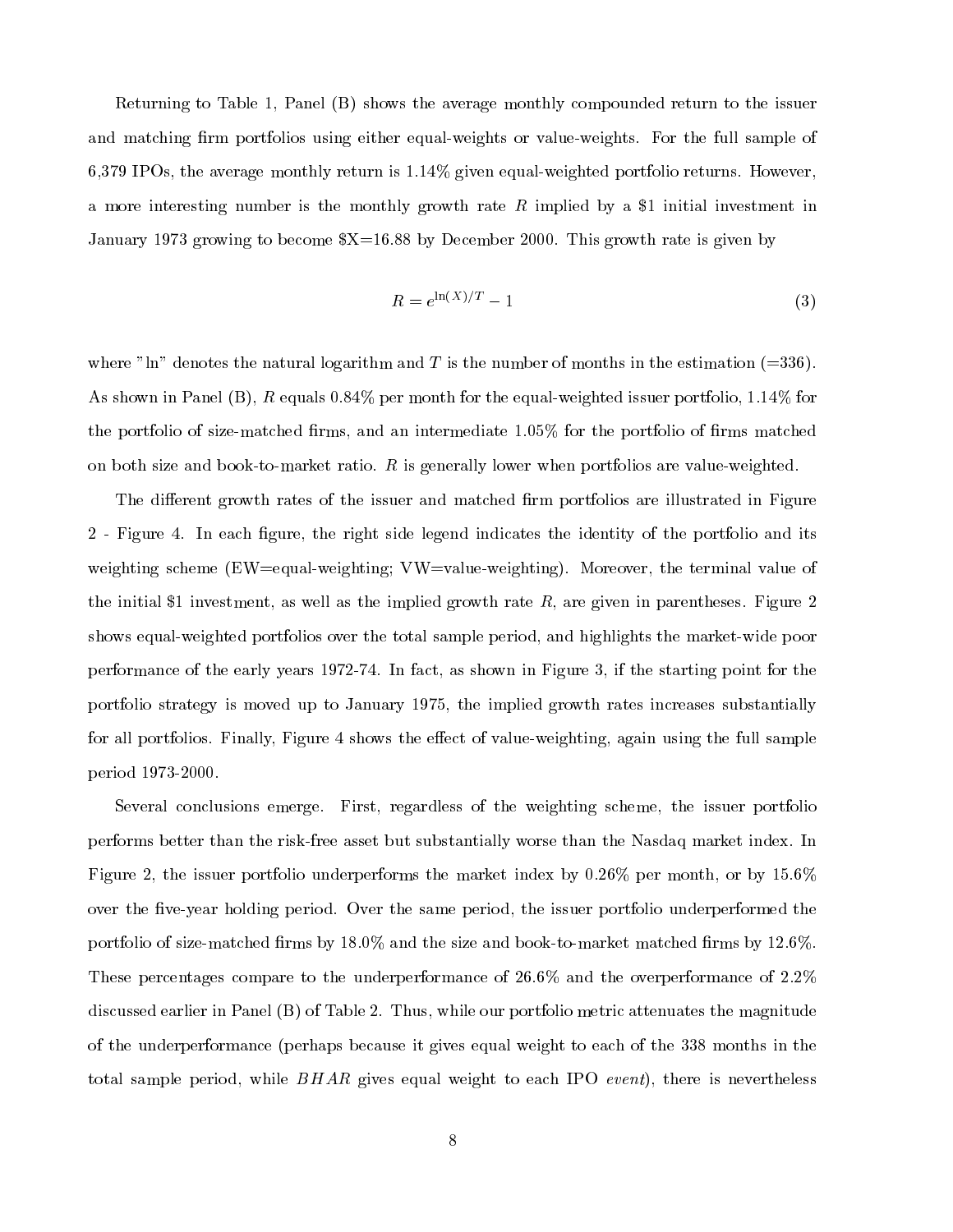Returning to Table 1, Panel (B) shows the average monthly compounded return to the issuer and matching firm portfolios using either equal-weights or value-weights. For the full sample of 6,379 IPOs, the average monthly return is 1.14% given equal-weighted portfolio returns. However, a more interesting number is the monthly growth rate $R$ implied by a \$1 initial investment in January 1973 growing to become \$X=16.88 by December 2000. This growth rate is given by

$$R = e^{\ln(X)/T} - 1 \tag{3}$$

where "ln" denotes the natural logarithm and $T$ is the number of months in the estimation (=336). As shown in Panel (B), $R$ equals 0.84% per month for the equal-weighted issuer portfolio, 1.14% for the portfolio of size-matched firms, and an intermediate 1.05% for the portfolio of firms matched on both size and book-to-market ratio. $R$ is generally lower when portfolios are value-weighted.

The different growth rates of the issuer and matched firm portfolios are illustrated in Figure 2 - Figure 4. In each figure, the right side legend indicates the identity of the portfolio and its weighting scheme (EW=equal-weighting; VW=value-weighting). Moreover, the terminal value of the initial \$1 investment, as well as the implied growth rate $R$, are given in parentheses. Figure 2 shows equal-weighted portfolios over the total sample period, and highlights the market-wide poor performance of the early years 1972-74. In fact, as shown in Figure 3, if the starting point for the portfolio strategy is moved up to January 1975, the implied growth rates increases substantially for all portfolios. Finally, Figure 4 shows the effect of value-weighting, again using the full sample period 1973-2000.

Several conclusions emerge. First, regardless of the weighting scheme, the issuer portfolio performs better than the risk-free asset but substantially worse than the Nasdaq market index. In Figure 2, the issuer portfolio underperforms the market index by 0.26% per month, or by 15.6% over the five-year holding period. Over the same period, the issuer portfolio underperformed the portfolio of size-matched firms by 18.0% and the size and book-to-market matched firms by 12.6%. These percentages compare to the underperformance of 26.6% and the overperformance of 2.2% discussed earlier in Panel (B) of Table 2. Thus, while our portfolio metric attenuates the magnitude of the underperformance (perhaps because it gives equal weight to each of the 338 months in the total sample period, while $BHAR$ gives equal weight to each IPO *event*), there is nevertheless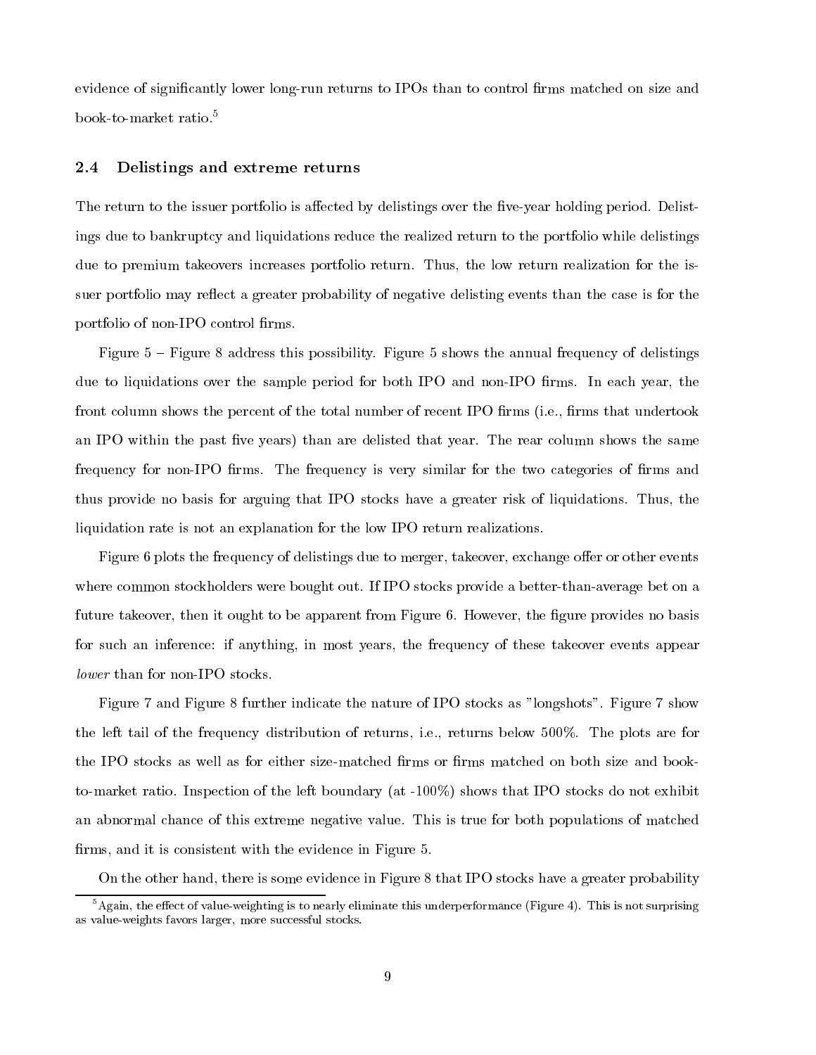evidence of significantly lower long-run returns to IPOs than to control firms matched on size and book-to-market ratio.[5]

### 2.4 Delistings and extreme returns

The return to the issuer portfolio is affected by delistings over the five-year holding period. Delistings due to bankruptcy and liquidations reduce the realized return to the portfolio while delistings due to premium takeovers increases portfolio return. Thus, the low return realization for the issuer portfolio may reflect a greater probability of negative delisting events than the case is for the portfolio of non-IPO control firms.

Figure 5 – Figure 8 address this possibility. Figure 5 shows the annual frequency of delistings due to liquidations over the sample period for both IPO and non-IPO firms. In each year, the front column shows the percent of the total number of recent IPO firms (i.e., firms that undertook an IPO within the past five years) than are delisted that year. The rear column shows the same frequency for non-IPO firms. The frequency is very similar for the two categories of firms and thus provide no basis for arguing that IPO stocks have a greater risk of liquidations. Thus, the liquidation rate is not an explanation for the low IPO return realizations.

Figure 6 plots the frequency of delistings due to merger, takeover, exchange offer or other events where common stockholders were bought out. If IPO stocks provide a better-than-average bet on a future takeover, then it ought to be apparent from Figure 6. However, the figure provides no basis for such an inference: if anything, in most years, the frequency of these takeover events appear *lower* than for non-IPO stocks.

Figure 7 and Figure 8 further indicate the nature of IPO stocks as "longshots". Figure 7 show the left tail of the frequency distribution of returns, i.e., returns below 500%. The plots are for the IPO stocks as well as for either size-matched firms or firms matched on both size and book-to-market ratio. Inspection of the left boundary (at -100%) shows that IPO stocks do not exhibit an abnormal chance of this extreme negative value. This is true for both populations of matched firms, and it is consistent with the evidence in Figure 5.

On the other hand, there is some evidence in Figure 8 that IPO stocks have a greater probability

[5] Again, the effect of value-weighting is to nearly eliminate this underperformance (Figure 4). This is not surprising as value-weights favors larger, more successful stocks.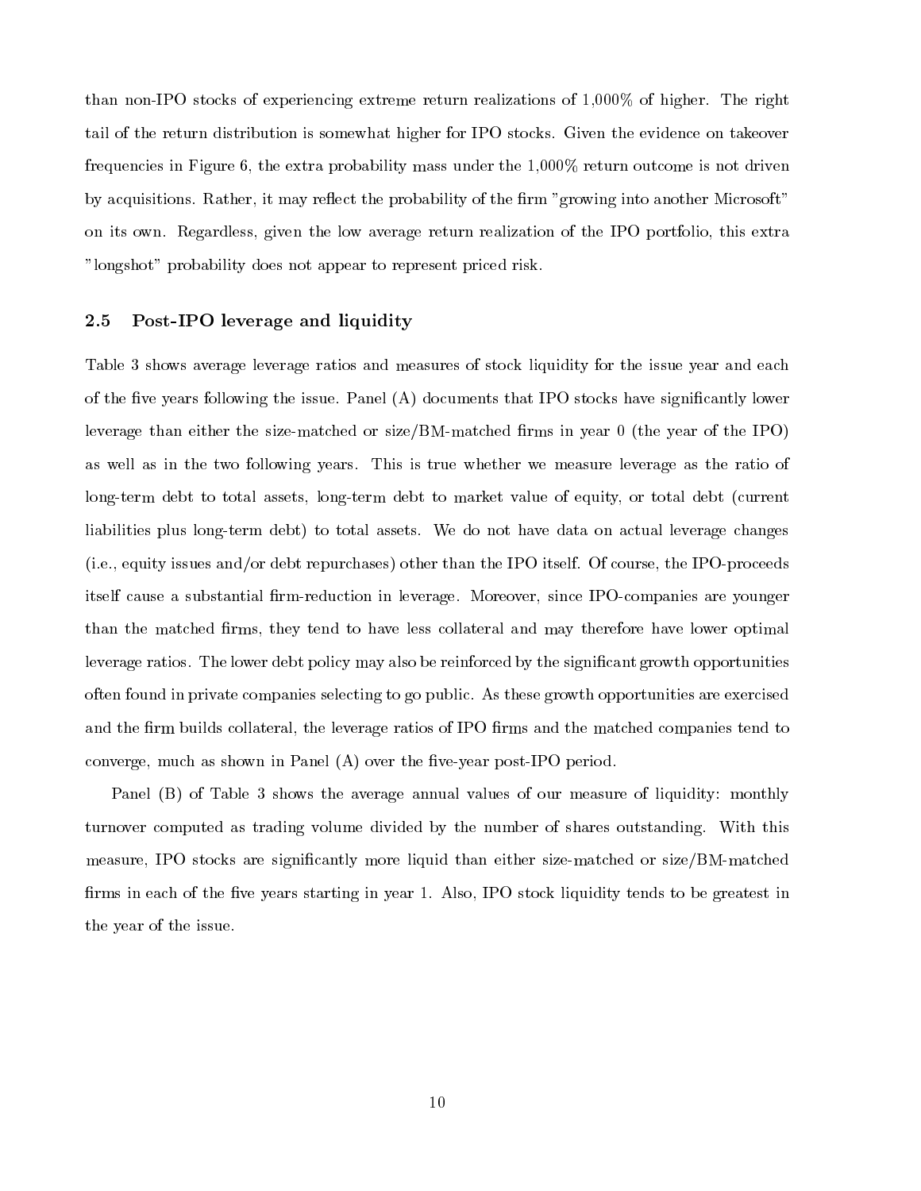than non-IPO stocks of experiencing extreme return realizations of 1,000% of higher. The right tail of the return distribution is somewhat higher for IPO stocks. Given the evidence on takeover frequencies in Figure 6, the extra probability mass under the 1,000% return outcome is not driven by acquisitions. Rather, it may reflect the probability of the firm "growing into another Microsoft" on its own. Regardless, given the low average return realization of the IPO portfolio, this extra "longshot" probability does not appear to represent priced risk.

### 2.5 Post-IPO leverage and liquidity

Table 3 shows average leverage ratios and measures of stock liquidity for the issue year and each of the five years following the issue. Panel (A) documents that IPO stocks have significantly lower leverage than either the size-matched or size/BM-matched firms in year 0 (the year of the IPO) as well as in the two following years. This is true whether we measure leverage as the ratio of long-term debt to total assets, long-term debt to market value of equity, or total debt (current liabilities plus long-term debt) to total assets. We do not have data on actual leverage changes (i.e., equity issues and/or debt repurchases) other than the IPO itself. Of course, the IPO-proceeds itself cause a substantial firm-reduction in leverage. Moreover, since IPO-companies are younger than the matched firms, they tend to have less collateral and may therefore have lower optimal leverage ratios. The lower debt policy may also be reinforced by the significant growth opportunities often found in private companies selecting to go public. As these growth opportunities are exercised and the firm builds collateral, the leverage ratios of IPO firms and the matched companies tend to converge, much as shown in Panel (A) over the five-year post-IPO period.

Panel (B) of Table 3 shows the average annual values of our measure of liquidity: monthly turnover computed as trading volume divided by the number of shares outstanding. With this measure, IPO stocks are significantly more liquid than either size-matched or size/BM-matched firms in each of the five years starting in year 1. Also, IPO stock liquidity tends to be greatest in the year of the issue.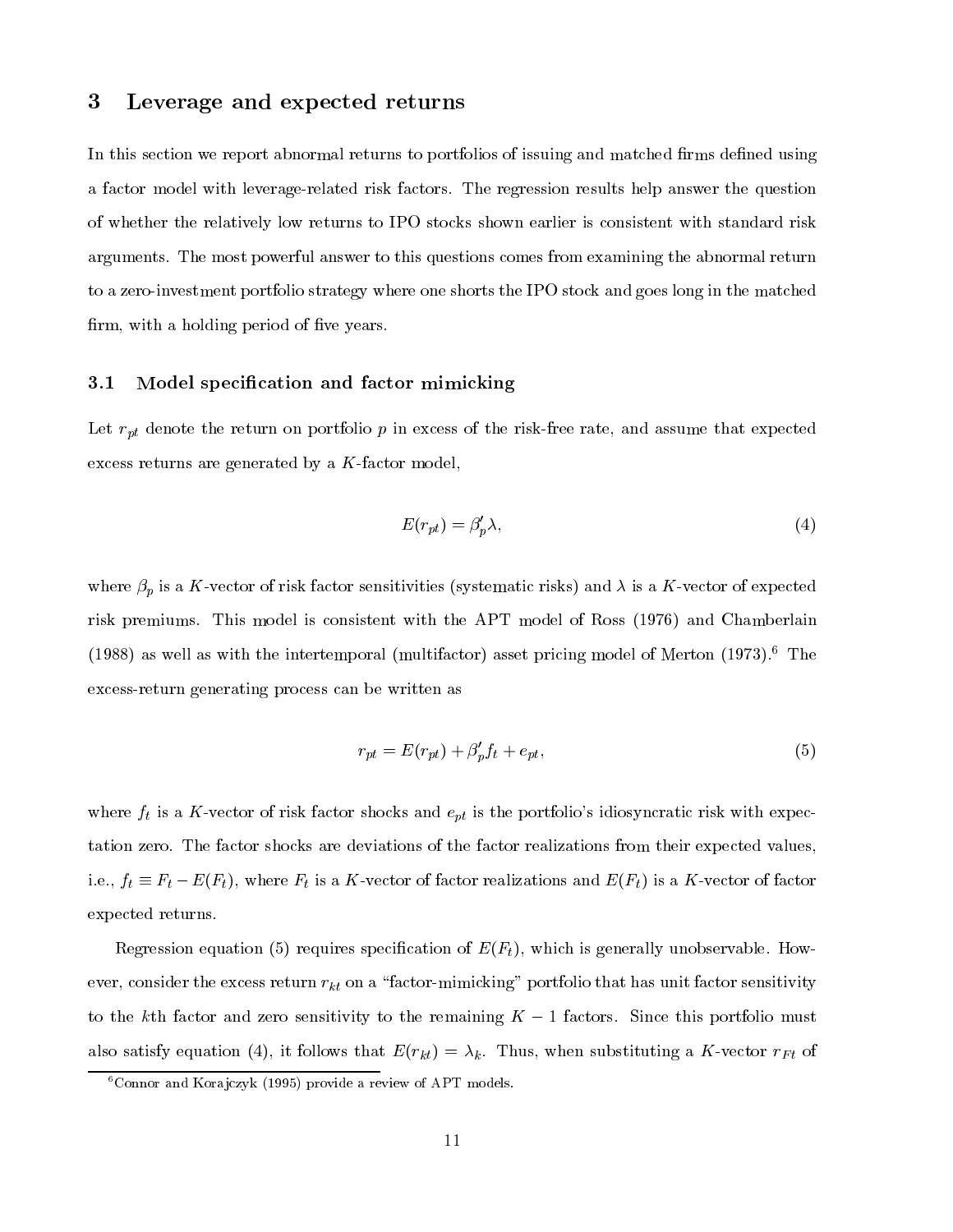# 3 Leverage and expected returns

In this section we report abnormal returns to portfolios of issuing and matched firms defined using a factor model with leverage-related risk factors. The regression results help answer the question of whether the relatively low returns to IPO stocks shown earlier is consistent with standard risk arguments. The most powerful answer to this questions comes from examining the abnormal return to a zero-investment portfolio strategy where one shorts the IPO stock and goes long in the matched firm, with a holding period of five years.

## 3.1 Model specification and factor mimicking

Let $r_{pt}$ denote the return on portfolio $p$ in excess of the risk-free rate, and assume that expected excess returns are generated by a $K$-factor model,

$$E(r_{pt}) = \beta_p' \lambda, \tag{4}$$

where $\beta_p$ is a $K$-vector of risk factor sensitivities (systematic risks) and $\lambda$ is a $K$-vector of expected risk premiums. This model is consistent with the APT model of Ross (1976) and Chamberlain (1988) as well as with the intertemporal (multifactor) asset pricing model of Merton (1973).[6] The excess-return generating process can be written as

$$r_{pt} = E(r_{pt}) + \beta_p' f_t + e_{pt}, \tag{5}$$

where $f_t$ is a $K$-vector of risk factor shocks and $e_{pt}$ is the portfolio's idiosyncratic risk with expectation zero. The factor shocks are deviations of the factor realizations from their expected values, i.e., $f_t \equiv F_t - E(F_t)$, where $F_t$ is a $K$-vector of factor realizations and $E(F_t)$ is a $K$-vector of factor expected returns.

Regression equation (5) requires specification of $E(F_t)$, which is generally unobservable. However, consider the excess return $r_{kt}$ on a "factor-mimicking" portfolio that has unit factor sensitivity to the $k$th factor and zero sensitivity to the remaining $K-1$ factors. Since this portfolio must also satisfy equation (4), it follows that $E(r_{kt}) = \lambda_k$. Thus, when substituting a $K$-vector $r_{Ft}$ of

[6] Connor and Korajczyk (1995) provide a review of APT models.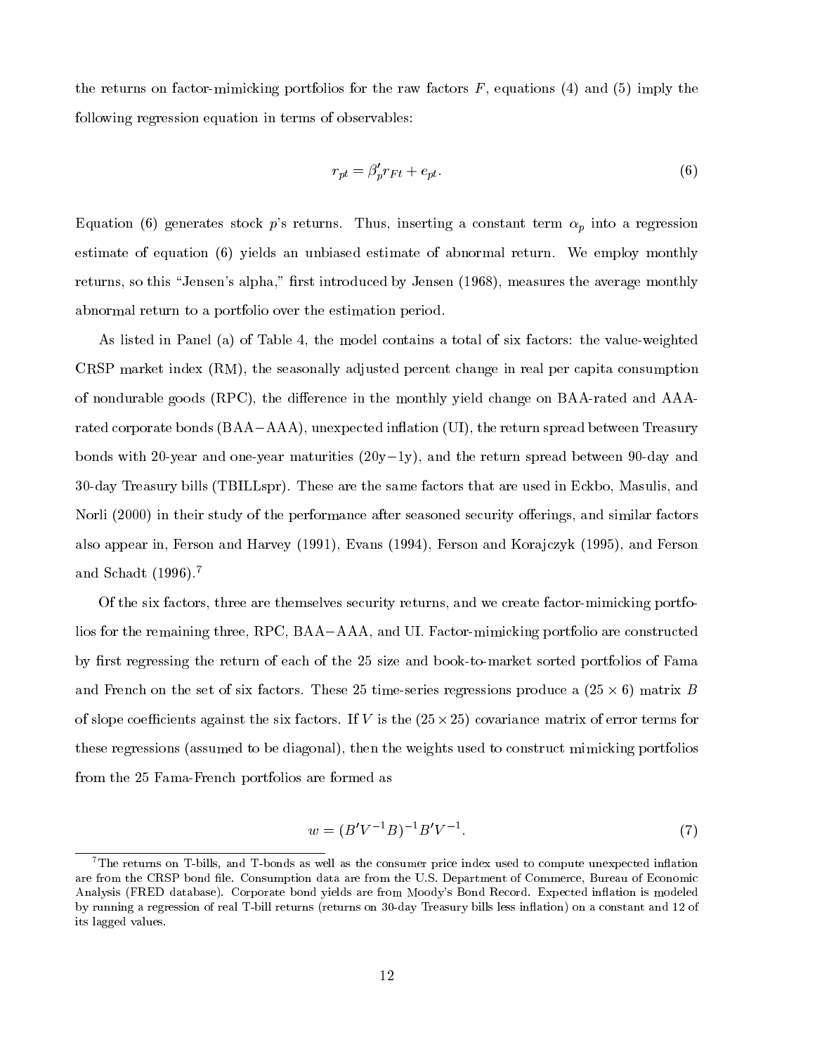the returns on factor-mimicking portfolios for the raw factors $F$, equations (4) and (5) imply the following regression equation in terms of observables:

$$r_{pt} = \beta_p' r_{Ft} + e_{pt}. \tag{6}$$

Equation (6) generates stock $p$'s returns. Thus, inserting a constant term $\alpha_p$ into a regression estimate of equation (6) yields an unbiased estimate of abnormal return. We employ monthly returns, so this "Jensen's alpha," first introduced by Jensen (1968), measures the average monthly abnormal return to a portfolio over the estimation period.

As listed in Panel (a) of Table 4, the model contains a total of six factors: the value-weighted CRSP market index (RM), the seasonally adjusted percent change in real per capita consumption of nondurable goods (RPC), the difference in the monthly yield change on BAA-rated and AAA-rated corporate bonds (BAA−AAA), unexpected inflation (UI), the return spread between Treasury bonds with 20-year and one-year maturities (20y−1y), and the return spread between 90-day and 30-day Treasury bills (TBILLspr). These are the same factors that are used in Eckbo, Masulis, and Norli (2000) in their study of the performance after seasoned security offerings, and similar factors also appear in, Ferson and Harvey (1991), Evans (1994), Ferson and Korajczyk (1995), and Ferson and Schadt (1996).[7]

Of the six factors, three are themselves security returns, and we create factor-mimicking portfolios for the remaining three, RPC, BAA−AAA, and UI. Factor-mimicking portfolio are constructed by first regressing the return of each of the 25 size and book-to-market sorted portfolios of Fama and French on the set of six factors. These 25 time-series regressions produce a $(25 \times 6)$ matrix $B$ of slope coefficients against the six factors. If $V$ is the $(25 \times 25)$ covariance matrix of error terms for these regressions (assumed to be diagonal), then the weights used to construct mimicking portfolios from the 25 Fama-French portfolios are formed as

$$w = (B'V^{-1}B)^{-1}B'V^{-1}. \tag{7}$$

[7] The returns on T-bills, and T-bonds as well as the consumer price index used to compute unexpected inflation are from the CRSP bond file. Consumption data are from the U.S. Department of Commerce, Bureau of Economic Analysis (FRED database). Corporate bond yields are from Moody's Bond Record. Expected inflation is modeled by running a regression of real T-bill returns (returns on 30-day Treasury bills less inflation) on a constant and 12 of its lagged values.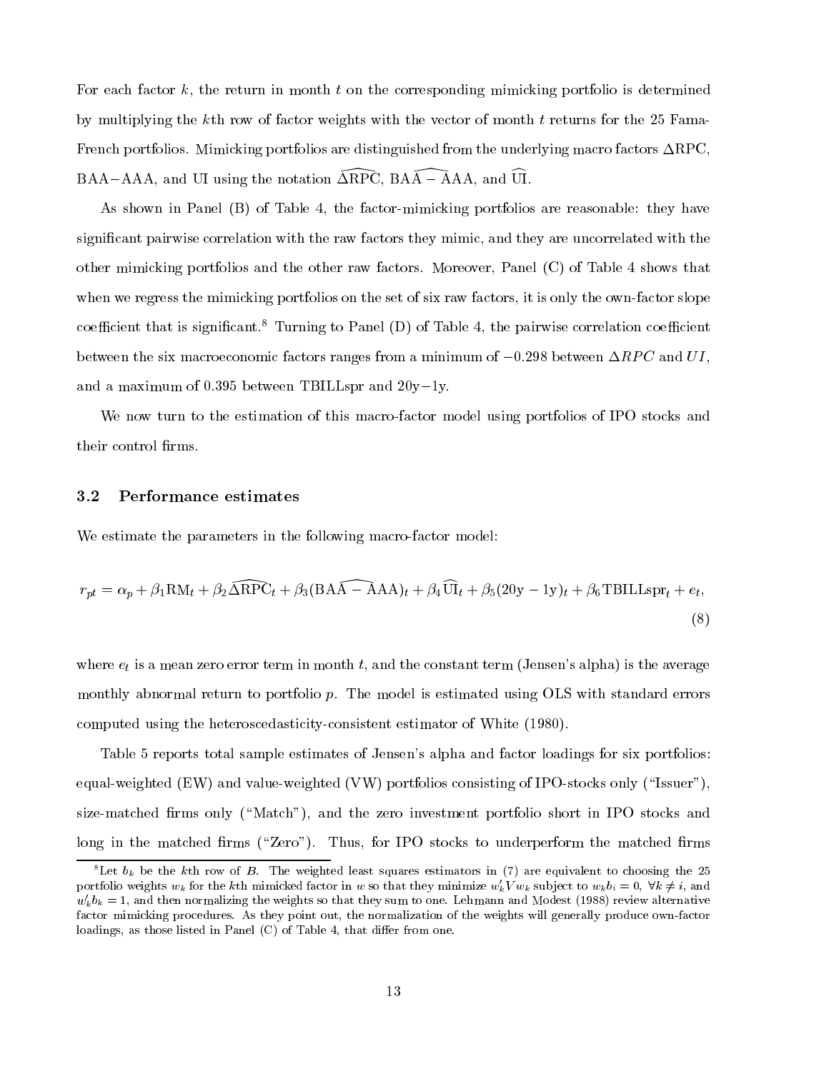For each factor $k$, the return in month $t$ on the corresponding mimicking portfolio is determined by multiplying the $k$th row of factor weights with the vector of month $t$ returns for the 25 Fama-French portfolios. Mimicking portfolios are distinguished from the underlying macro factors $\Delta$RPC, BAA$-$AAA, and UI using the notation $\widehat{\Delta \text{RPC}}$, $\widehat{\text{BAA} - \text{AAA}}$, and $\widehat{\text{UI}}$.

As shown in Panel (B) of Table 4, the factor-mimicking portfolios are reasonable: they have significant pairwise correlation with the raw factors they mimic, and they are uncorrelated with the other mimicking portfolios and the other raw factors. Moreover, Panel (C) of Table 4 shows that when we regress the mimicking portfolios on the set of six raw factors, it is only the own-factor slope coefficient that is significant.[8] Turning to Panel (D) of Table 4, the pairwise correlation coefficient between the six macroeconomic factors ranges from a minimum of $-0.298$ between $\Delta RPC$ and $UI$, and a maximum of 0.395 between TBILLspr and 20y$-$1y.

We now turn to the estimation of this macro-factor model using portfolios of IPO stocks and their control firms.

## 3.2 Performance estimates

We estimate the parameters in the following macro-factor model:

$$r_{pt} = \alpha_p + \beta_1 \text{RM}_t + \beta_2 \widehat{\Delta \text{RPC}}_t + \beta_3 (\widehat{\text{BAA} - \text{AAA}})_t + \beta_4 \widehat{\text{UI}}_t + \beta_5 (20\text{y} - 1\text{y})_t + \beta_6 \text{TBILLspr}_t + e_t, \tag{8}$$

where $e_t$ is a mean zero error term in month $t$, and the constant term (Jensen's alpha) is the average monthly abnormal return to portfolio $p$. The model is estimated using OLS with standard errors computed using the heteroscedasticity-consistent estimator of White (1980).

Table 5 reports total sample estimates of Jensen's alpha and factor loadings for six portfolios: equal-weighted (EW) and value-weighted (VW) portfolios consisting of IPO-stocks only ("Issuer"), size-matched firms only ("Match"), and the zero investment portfolio short in IPO stocks and long in the matched firms ("Zero"). Thus, for IPO stocks to underperform the matched firms

[8] Let $b_k$ be the $k$th row of $B$. The weighted least squares estimators in (7) are equivalent to choosing the 25 portfolio weights $w_k$ for the $k$th mimicked factor in $w$ so that they minimize $w_k' V w_k$ subject to $w_k b_i = 0$, $\forall k \neq i$, and $w_k' b_k = 1$, and then normalizing the weights so that they sum to one. Lehmann and Modest (1988) review alternative factor mimicking procedures. As they point out, the normalization of the weights will generally produce own-factor loadings, as those listed in Panel (C) of Table 4, that differ from one.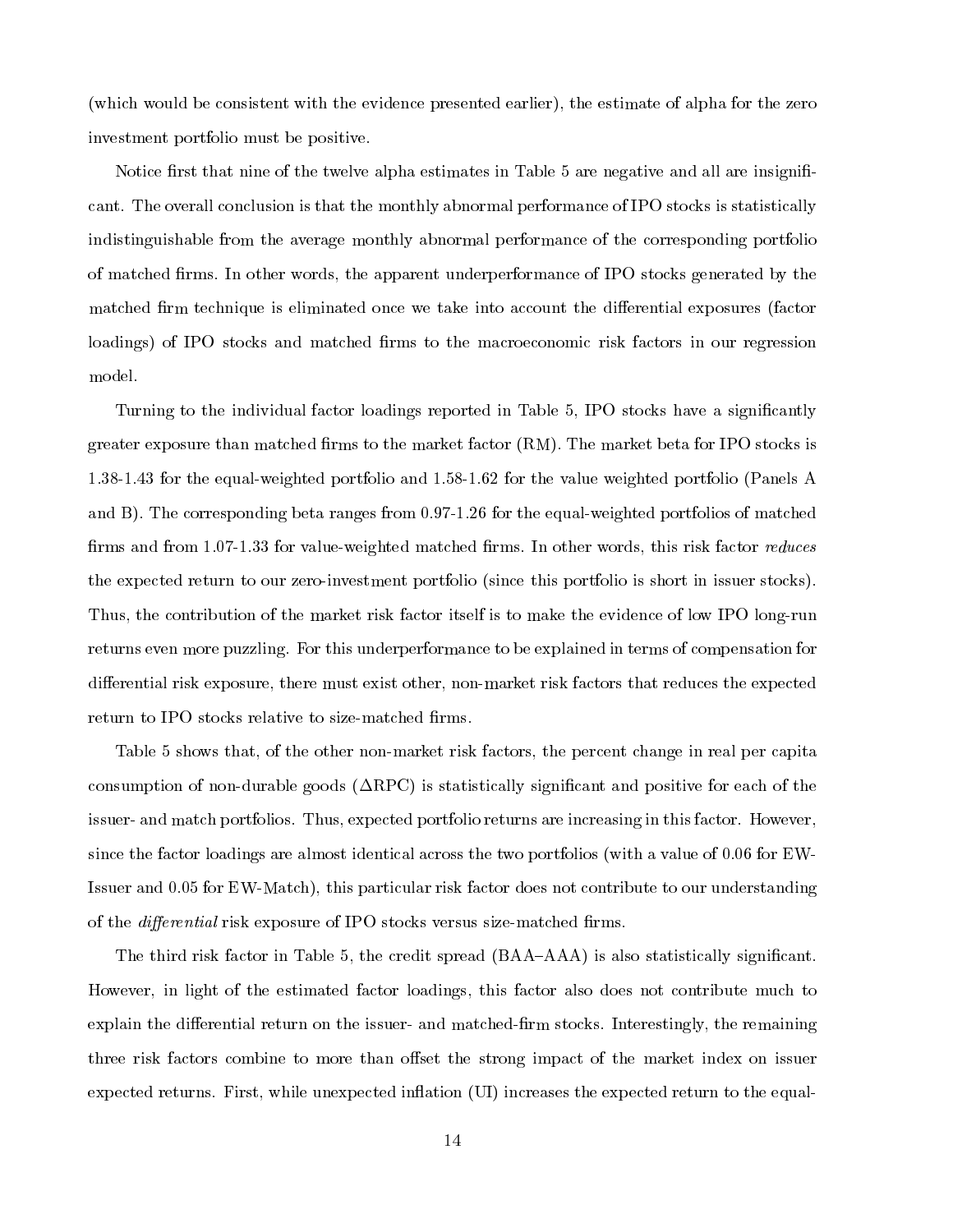(which would be consistent with the evidence presented earlier), the estimate of alpha for the zero investment portfolio must be positive.

Notice first that nine of the twelve alpha estimates in Table 5 are negative and all are insignificant. The overall conclusion is that the monthly abnormal performance of IPO stocks is statistically indistinguishable from the average monthly abnormal performance of the corresponding portfolio of matched firms. In other words, the apparent underperformance of IPO stocks generated by the matched firm technique is eliminated once we take into account the differential exposures (factor loadings) of IPO stocks and matched firms to the macroeconomic risk factors in our regression model.

Turning to the individual factor loadings reported in Table 5, IPO stocks have a significantly greater exposure than matched firms to the market factor (RM). The market beta for IPO stocks is 1.38-1.43 for the equal-weighted portfolio and 1.58-1.62 for the value weighted portfolio (Panels A and B). The corresponding beta ranges from 0.97-1.26 for the equal-weighted portfolios of matched firms and from 1.07-1.33 for value-weighted matched firms. In other words, this risk factor *reduces* the expected return to our zero-investment portfolio (since this portfolio is short in issuer stocks). Thus, the contribution of the market risk factor itself is to make the evidence of low IPO long-run returns even more puzzling. For this underperformance to be explained in terms of compensation for differential risk exposure, there must exist other, non-market risk factors that reduces the expected return to IPO stocks relative to size-matched firms.

Table 5 shows that, of the other non-market risk factors, the percent change in real per capita consumption of non-durable goods ($\Delta$RPC) is statistically significant and positive for each of the issuer- and match portfolios. Thus, expected portfolio returns are increasing in this factor. However, since the factor loadings are almost identical across the two portfolios (with a value of 0.06 for EW-Issuer and 0.05 for EW-Match), this particular risk factor does not contribute to our understanding of the *differential* risk exposure of IPO stocks versus size-matched firms.

The third risk factor in Table 5, the credit spread (BAA–AAA) is also statistically significant. However, in light of the estimated factor loadings, this factor also does not contribute much to explain the differential return on the issuer- and matched-firm stocks. Interestingly, the remaining three risk factors combine to more than offset the strong impact of the market index on issuer expected returns. First, while unexpected inflation (UI) increases the expected return to the equal-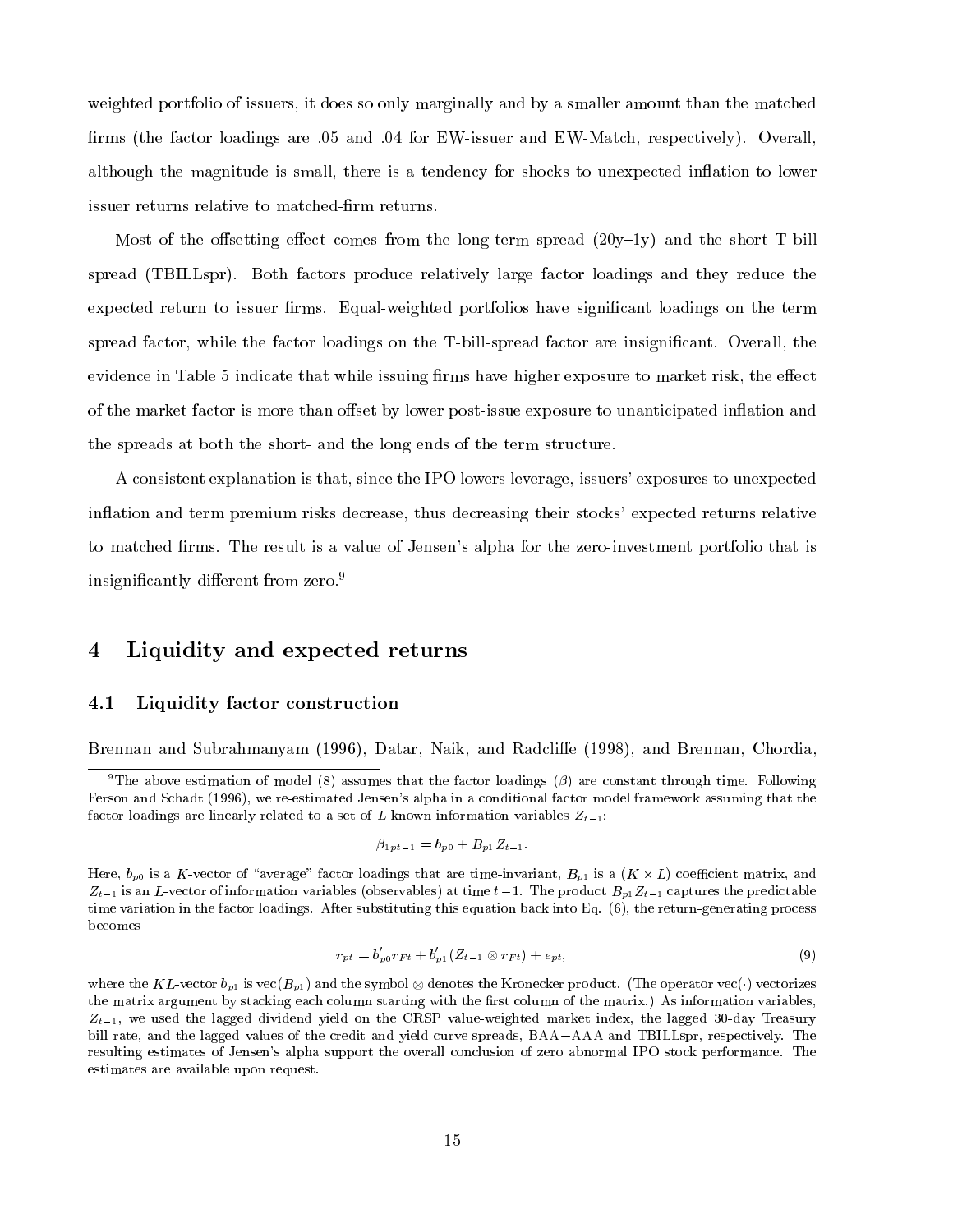weighted portfolio of issuers, it does so only marginally and by a smaller amount than the matched firms (the factor loadings are .05 and .04 for EW-issuer and EW-Match, respectively). Overall, although the magnitude is small, there is a tendency for shocks to unexpected inflation to lower issuer returns relative to matched-firm returns.

Most of the offsetting effect comes from the long-term spread (20y–1y) and the short T-bill spread (TBILLspr). Both factors produce relatively large factor loadings and they reduce the expected return to issuer firms. Equal-weighted portfolios have significant loadings on the term spread factor, while the factor loadings on the T-bill-spread factor are insignificant. Overall, the evidence in Table 5 indicate that while issuing firms have higher exposure to market risk, the effect of the market factor is more than offset by lower post-issue exposure to unanticipated inflation and the spreads at both the short- and the long ends of the term structure.

A consistent explanation is that, since the IPO lowers leverage, issuers' exposures to unexpected inflation and term premium risks decrease, thus decreasing their stocks' expected returns relative to matched firms. The result is a value of Jensen's alpha for the zero-investment portfolio that is insignificantly different from zero.[9]

# 4 Liquidity and expected returns

## 4.1 Liquidity factor construction

Brennan and Subrahmanyam (1996), Datar, Naik, and Radcliffe (1998), and Brennan, Chordia,

---

[9] The above estimation of model (8) assumes that the factor loadings ($\beta$) are constant through time. Following Ferson and Schadt (1996), we re-estimated Jensen's alpha in a conditional factor model framework assuming that the factor loadings are linearly related to a set of $L$ known information variables $Z_{t-1}$:

$$\beta_{1pt-1} = b_{p0} + B_{p1} Z_{t-1}.$$

Here, $b_{p0}$ is a $K$-vector of "average" factor loadings that are time-invariant, $B_{p1}$ is a $(K \times L)$ coefficient matrix, and $Z_{t-1}$ is an $L$-vector of information variables (observables) at time $t-1$. The product $B_{p1} Z_{t-1}$ captures the predictable time variation in the factor loadings. After substituting this equation back into Eq. (6), the return-generating process becomes

$$r_{pt} = b'_{p0} r_{Ft} + b'_{p1} (Z_{t-1} \otimes r_{Ft}) + e_{pt}, \tag{9}$$

where the $KL$-vector $b_{p1}$ is vec$(B_{p1})$ and the symbol $\otimes$ denotes the Kronecker product. (The operator vec$(\cdot)$ vectorizes the matrix argument by stacking each column starting with the first column of the matrix.) As information variables, $Z_{t-1}$, we used the lagged dividend yield on the CRSP value-weighted market index, the lagged 30-day Treasury bill rate, and the lagged values of the credit and yield curve spreads, BAA$-$AAA and TBILLspr, respectively. The resulting estimates of Jensen's alpha support the overall conclusion of zero abnormal IPO stock performance. The estimates are available upon request.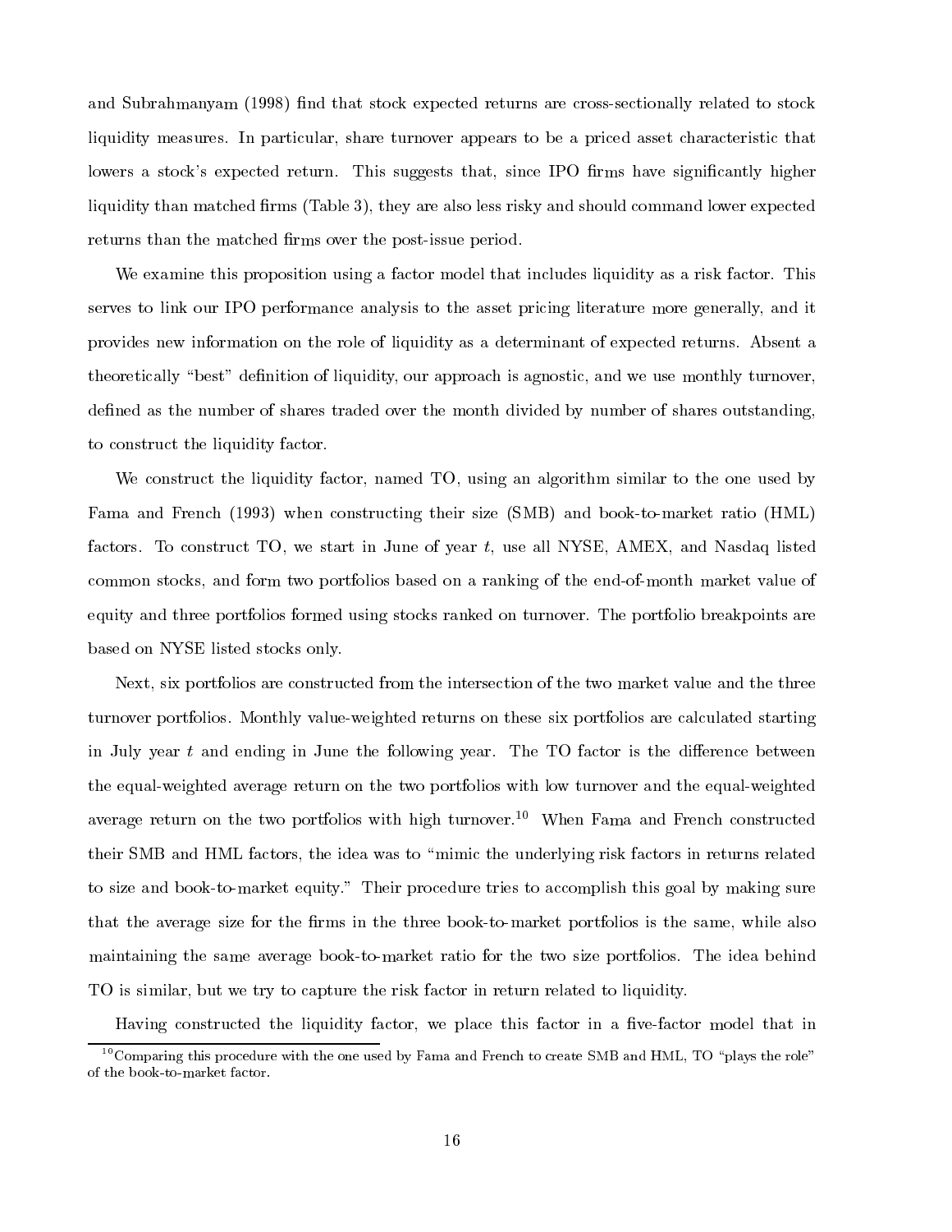and Subrahmanyam (1998) find that stock expected returns are cross-sectionally related to stock liquidity measures. In particular, share turnover appears to be a priced asset characteristic that lowers a stock's expected return. This suggests that, since IPO firms have significantly higher liquidity than matched firms (Table 3), they are also less risky and should command lower expected returns than the matched firms over the post-issue period.

We examine this proposition using a factor model that includes liquidity as a risk factor. This serves to link our IPO performance analysis to the asset pricing literature more generally, and it provides new information on the role of liquidity as a determinant of expected returns. Absent a theoretically "best" definition of liquidity, our approach is agnostic, and we use monthly turnover, defined as the number of shares traded over the month divided by number of shares outstanding, to construct the liquidity factor.

We construct the liquidity factor, named TO, using an algorithm similar to the one used by Fama and French (1993) when constructing their size (SMB) and book-to-market ratio (HML) factors. To construct TO, we start in June of year $t$, use all NYSE, AMEX, and Nasdaq listed common stocks, and form two portfolios based on a ranking of the end-of-month market value of equity and three portfolios formed using stocks ranked on turnover. The portfolio breakpoints are based on NYSE listed stocks only.

Next, six portfolios are constructed from the intersection of the two market value and the three turnover portfolios. Monthly value-weighted returns on these six portfolios are calculated starting in July year $t$ and ending in June the following year. The TO factor is the difference between the equal-weighted average return on the two portfolios with low turnover and the equal-weighted average return on the two portfolios with high turnover.[10] When Fama and French constructed their SMB and HML factors, the idea was to "mimic the underlying risk factors in returns related to size and book-to-market equity." Their procedure tries to accomplish this goal by making sure that the average size for the firms in the three book-to-market portfolios is the same, while also maintaining the same average book-to-market ratio for the two size portfolios. The idea behind TO is similar, but we try to capture the risk factor in return related to liquidity.

Having constructed the liquidity factor, we place this factor in a five-factor model that in

[10] Comparing this procedure with the one used by Fama and French to create SMB and HML, TO "plays the role" of the book-to-market factor.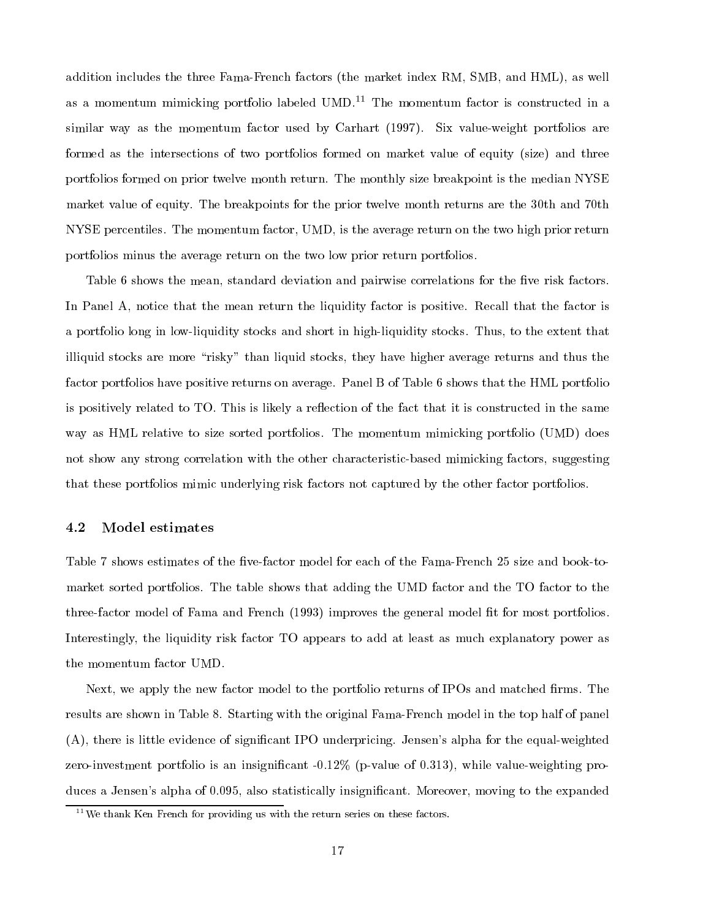addition includes the three Fama-French factors (the market index RM, SMB, and HML), as well as a momentum mimicking portfolio labeled UMD.[11] The momentum factor is constructed in a similar way as the momentum factor used by Carhart (1997). Six value-weight portfolios are formed as the intersections of two portfolios formed on market value of equity (size) and three portfolios formed on prior twelve month return. The monthly size breakpoint is the median NYSE market value of equity. The breakpoints for the prior twelve month returns are the 30th and 70th NYSE percentiles. The momentum factor, UMD, is the average return on the two high prior return portfolios minus the average return on the two low prior return portfolios.

Table 6 shows the mean, standard deviation and pairwise correlations for the five risk factors. In Panel A, notice that the mean return the liquidity factor is positive. Recall that the factor is a portfolio long in low-liquidity stocks and short in high-liquidity stocks. Thus, to the extent that illiquid stocks are more "risky" than liquid stocks, they have higher average returns and thus the factor portfolios have positive returns on average. Panel B of Table 6 shows that the HML portfolio is positively related to TO. This is likely a reflection of the fact that it is constructed in the same way as HML relative to size sorted portfolios. The momentum mimicking portfolio (UMD) does not show any strong correlation with the other characteristic-based mimicking factors, suggesting that these portfolios mimic underlying risk factors not captured by the other factor portfolios.

### 4.2 Model estimates

Table 7 shows estimates of the five-factor model for each of the Fama-French 25 size and book-to-market sorted portfolios. The table shows that adding the UMD factor and the TO factor to the three-factor model of Fama and French (1993) improves the general model fit for most portfolios. Interestingly, the liquidity risk factor TO appears to add at least as much explanatory power as the momentum factor UMD.

Next, we apply the new factor model to the portfolio returns of IPOs and matched firms. The results are shown in Table 8. Starting with the original Fama-French model in the top half of panel (A), there is little evidence of significant IPO underpricing. Jensen's alpha for the equal-weighted zero-investment portfolio is an insignificant -0.12% (p-value of 0.313), while value-weighting produces a Jensen's alpha of 0.095, also statistically insignificant. Moreover, moving to the expanded

[11] We thank Ken French for providing us with the return series on these factors.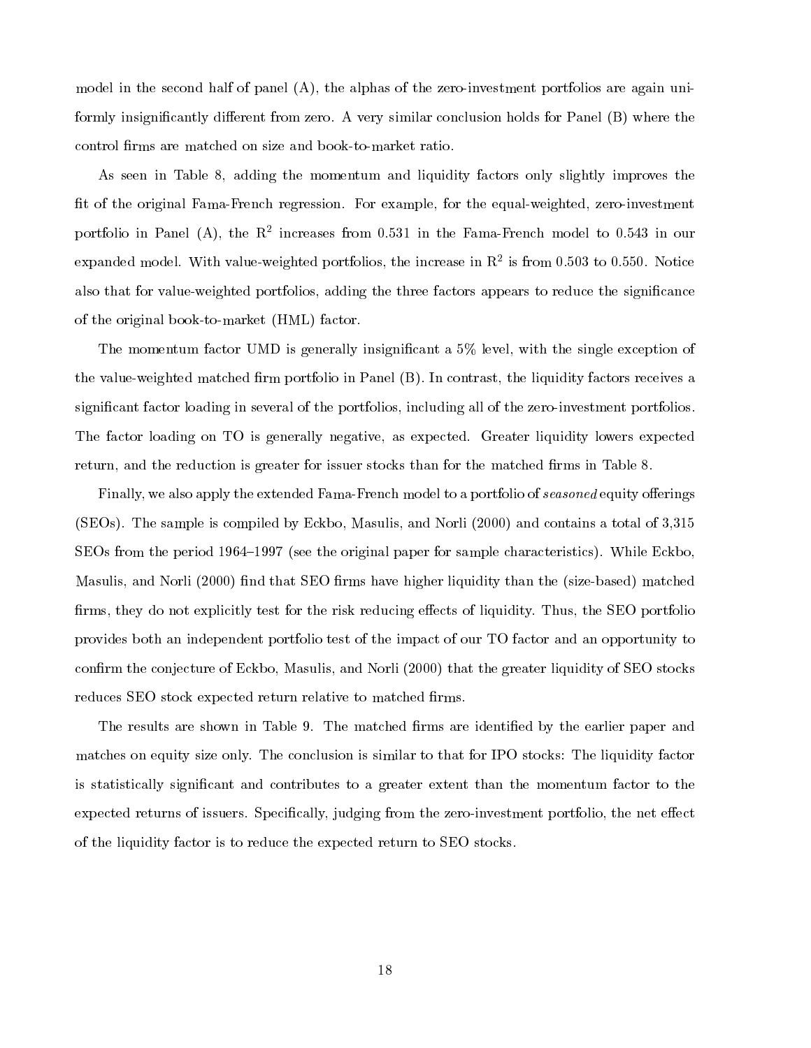model in the second half of panel (A), the alphas of the zero-investment portfolios are again uniformly insignificantly different from zero. A very similar conclusion holds for Panel (B) where the control firms are matched on size and book-to-market ratio.

As seen in Table 8, adding the momentum and liquidity factors only slightly improves the fit of the original Fama-French regression. For example, for the equal-weighted, zero-investment portfolio in Panel (A), the $R^2$ increases from 0.531 in the Fama-French model to 0.543 in our expanded model. With value-weighted portfolios, the increase in $R^2$ is from 0.503 to 0.550. Notice also that for value-weighted portfolios, adding the three factors appears to reduce the significance of the original book-to-market (HML) factor.

The momentum factor UMD is generally insignificant a 5% level, with the single exception of the value-weighted matched firm portfolio in Panel (B). In contrast, the liquidity factors receives a significant factor loading in several of the portfolios, including all of the zero-investment portfolios. The factor loading on TO is generally negative, as expected. Greater liquidity lowers expected return, and the reduction is greater for issuer stocks than for the matched firms in Table 8.

Finally, we also apply the extended Fama-French model to a portfolio of *seasoned* equity offerings (SEOs). The sample is compiled by Eckbo, Masulis, and Norli (2000) and contains a total of 3,315 SEOs from the period 1964–1997 (see the original paper for sample characteristics). While Eckbo, Masulis, and Norli (2000) find that SEO firms have higher liquidity than the (size-based) matched firms, they do not explicitly test for the risk reducing effects of liquidity. Thus, the SEO portfolio provides both an independent portfolio test of the impact of our TO factor and an opportunity to confirm the conjecture of Eckbo, Masulis, and Norli (2000) that the greater liquidity of SEO stocks reduces SEO stock expected return relative to matched firms.

The results are shown in Table 9. The matched firms are identified by the earlier paper and matches on equity size only. The conclusion is similar to that for IPO stocks: The liquidity factor is statistically significant and contributes to a greater extent than the momentum factor to the expected returns of issuers. Specifically, judging from the zero-investment portfolio, the net effect of the liquidity factor is to reduce the expected return to SEO stocks.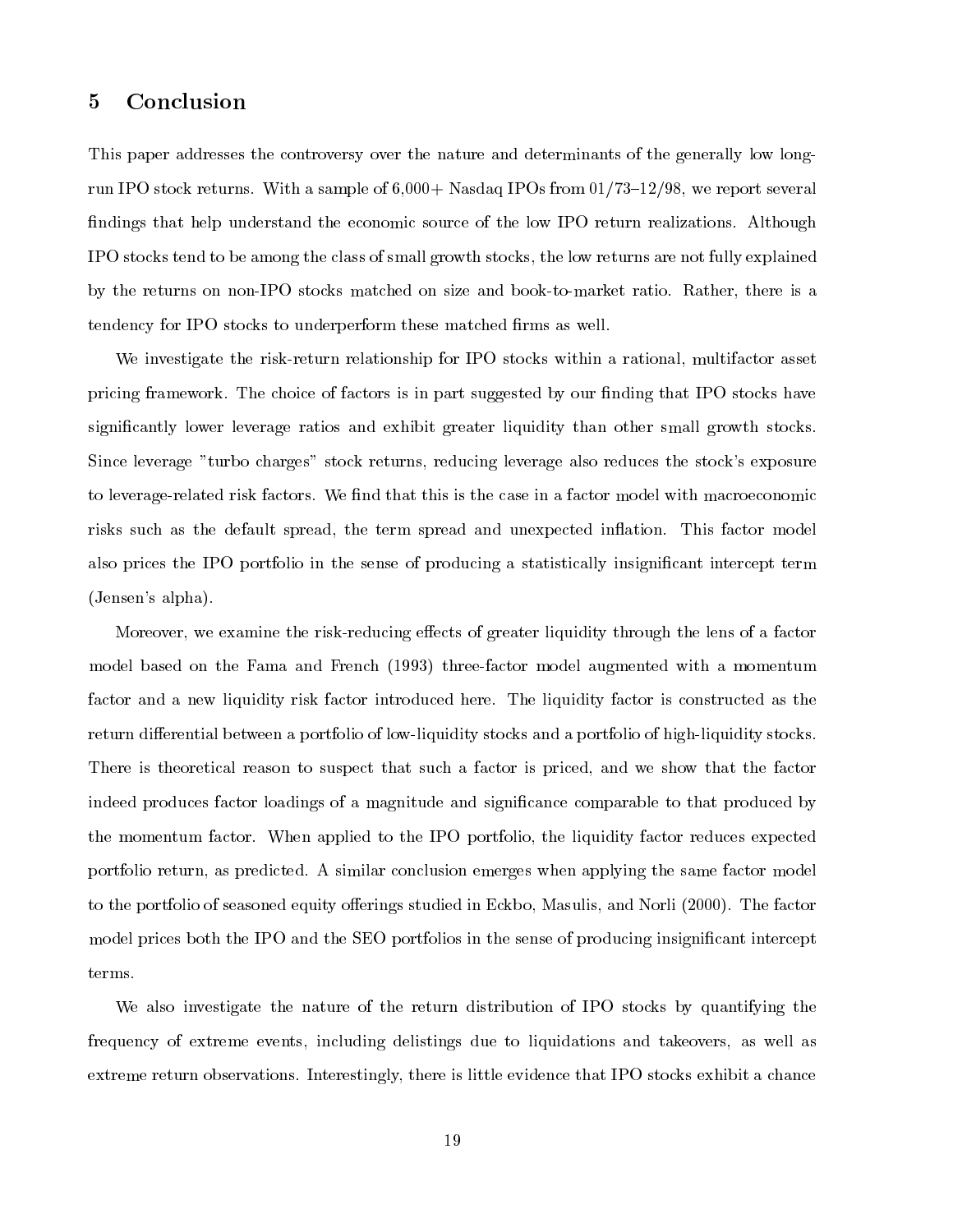## 5 Conclusion

This paper addresses the controversy over the nature and determinants of the generally low long-run IPO stock returns. With a sample of 6,000+ Nasdaq IPOs from 01/73–12/98, we report several findings that help understand the economic source of the low IPO return realizations. Although IPO stocks tend to be among the class of small growth stocks, the low returns are not fully explained by the returns on non-IPO stocks matched on size and book-to-market ratio. Rather, there is a tendency for IPO stocks to underperform these matched firms as well.

We investigate the risk-return relationship for IPO stocks within a rational, multifactor asset pricing framework. The choice of factors is in part suggested by our finding that IPO stocks have significantly lower leverage ratios and exhibit greater liquidity than other small growth stocks. Since leverage "turbo charges" stock returns, reducing leverage also reduces the stock's exposure to leverage-related risk factors. We find that this is the case in a factor model with macroeconomic risks such as the default spread, the term spread and unexpected inflation. This factor model also prices the IPO portfolio in the sense of producing a statistically insignificant intercept term (Jensen's alpha).

Moreover, we examine the risk-reducing effects of greater liquidity through the lens of a factor model based on the Fama and French (1993) three-factor model augmented with a momentum factor and a new liquidity risk factor introduced here. The liquidity factor is constructed as the return differential between a portfolio of low-liquidity stocks and a portfolio of high-liquidity stocks. There is theoretical reason to suspect that such a factor is priced, and we show that the factor indeed produces factor loadings of a magnitude and significance comparable to that produced by the momentum factor. When applied to the IPO portfolio, the liquidity factor reduces expected portfolio return, as predicted. A similar conclusion emerges when applying the same factor model to the portfolio of seasoned equity offerings studied in Eckbo, Masulis, and Norli (2000). The factor model prices both the IPO and the SEO portfolios in the sense of producing insignificant intercept terms.

We also investigate the nature of the return distribution of IPO stocks by quantifying the frequency of extreme events, including delistings due to liquidations and takeovers, as well as extreme return observations. Interestingly, there is little evidence that IPO stocks exhibit a chance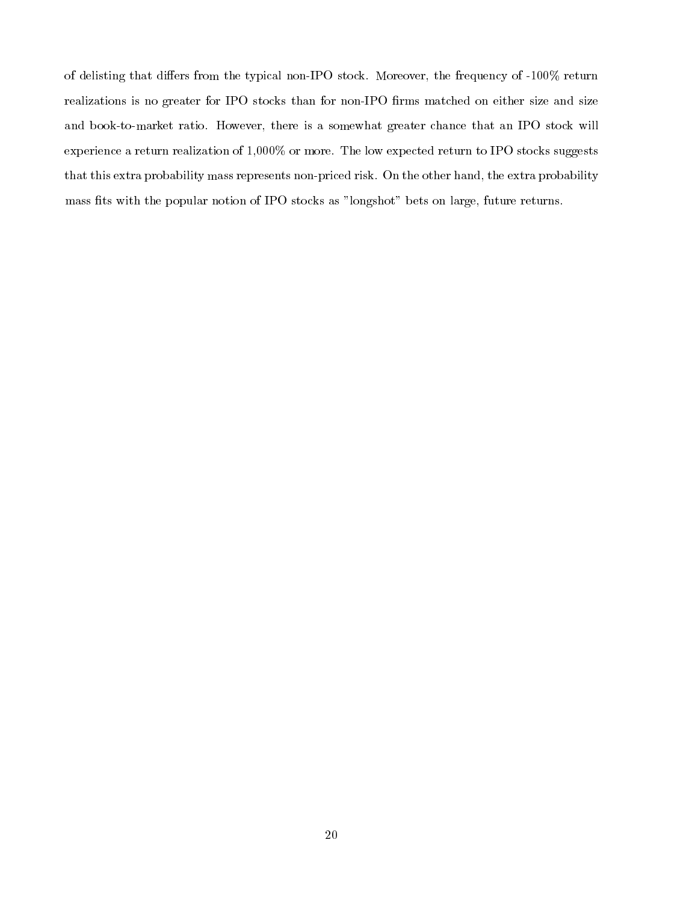of delisting that differs from the typical non-IPO stock. Moreover, the frequency of -100% return realizations is no greater for IPO stocks than for non-IPO firms matched on either size and size and book-to-market ratio. However, there is a somewhat greater chance that an IPO stock will experience a return realization of 1,000% or more. The low expected return to IPO stocks suggests that this extra probability mass represents non-priced risk. On the other hand, the extra probability mass fits with the popular notion of IPO stocks as "longshot" bets on large, future returns.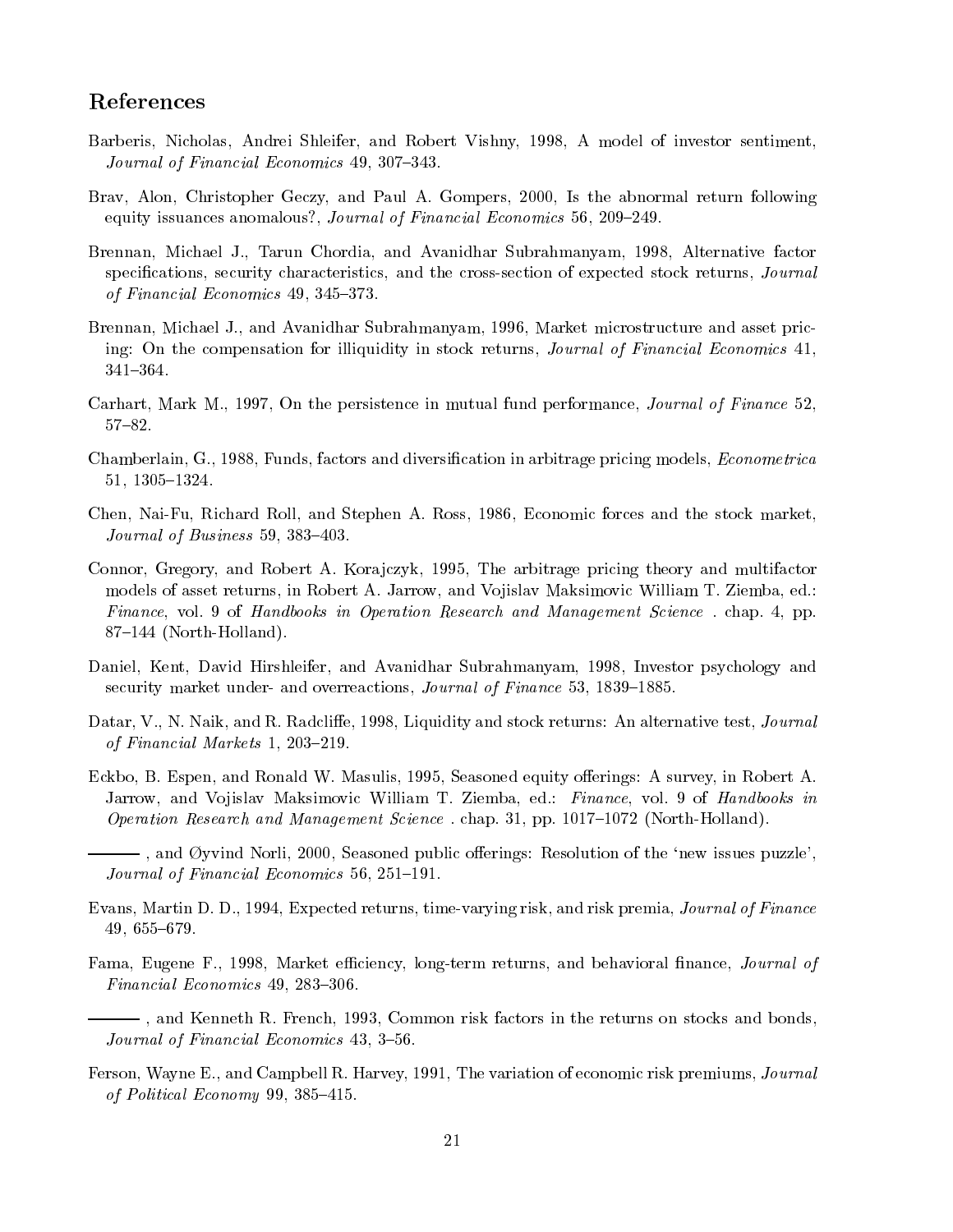## References

Barberis, Nicholas, Andrei Shleifer, and Robert Vishny, 1998, A model of investor sentiment, *Journal of Financial Economics* 49, 307–343.

Brav, Alon, Christopher Geczy, and Paul A. Gompers, 2000, Is the abnormal return following equity issuances anomalous?, *Journal of Financial Economics* 56, 209–249.

Brennan, Michael J., Tarun Chordia, and Avanidhar Subrahmanyam, 1998, Alternative factor specifications, security characteristics, and the cross-section of expected stock returns, *Journal of Financial Economics* 49, 345–373.

Brennan, Michael J., and Avanidhar Subrahmanyam, 1996, Market microstructure and asset pricing: On the compensation for illiquidity in stock returns, *Journal of Financial Economics* 41, 341–364.

Carhart, Mark M., 1997, On the persistence in mutual fund performance, *Journal of Finance* 52, 57–82.

Chamberlain, G., 1988, Funds, factors and diversification in arbitrage pricing models, *Econometrica* 51, 1305–1324.

Chen, Nai-Fu, Richard Roll, and Stephen A. Ross, 1986, Economic forces and the stock market, *Journal of Business* 59, 383–403.

Connor, Gregory, and Robert A. Korajczyk, 1995, The arbitrage pricing theory and multifactor models of asset returns, in Robert A. Jarrow, and Vojislav Maksimovic William T. Ziemba, ed.: *Finance*, vol. 9 of *Handbooks in Operation Research and Management Science* . chap. 4, pp. 87–144 (North-Holland).

Daniel, Kent, David Hirshleifer, and Avanidhar Subrahmanyam, 1998, Investor psychology and security market under- and overreactions, *Journal of Finance* 53, 1839–1885.

Datar, V., N. Naik, and R. Radcliffe, 1998, Liquidity and stock returns: An alternative test, *Journal of Financial Markets* 1, 203–219.

Eckbo, B. Espen, and Ronald W. Masulis, 1995, Seasoned equity offerings: A survey, in Robert A. Jarrow, and Vojislav Maksimovic William T. Ziemba, ed.: *Finance*, vol. 9 of *Handbooks in Operation Research and Management Science* . chap. 31, pp. 1017–1072 (North-Holland).

———, and Øyvind Norli, 2000, Seasoned public offerings: Resolution of the 'new issues puzzle', *Journal of Financial Economics* 56, 251–191.

Evans, Martin D. D., 1994, Expected returns, time-varying risk, and risk premia, *Journal of Finance* 49, 655–679.

Fama, Eugene F., 1998, Market efficiency, long-term returns, and behavioral finance, *Journal of Financial Economics* 49, 283–306.

———, and Kenneth R. French, 1993, Common risk factors in the returns on stocks and bonds, *Journal of Financial Economics* 43, 3–56.

Ferson, Wayne E., and Campbell R. Harvey, 1991, The variation of economic risk premiums, *Journal of Political Economy* 99, 385–415.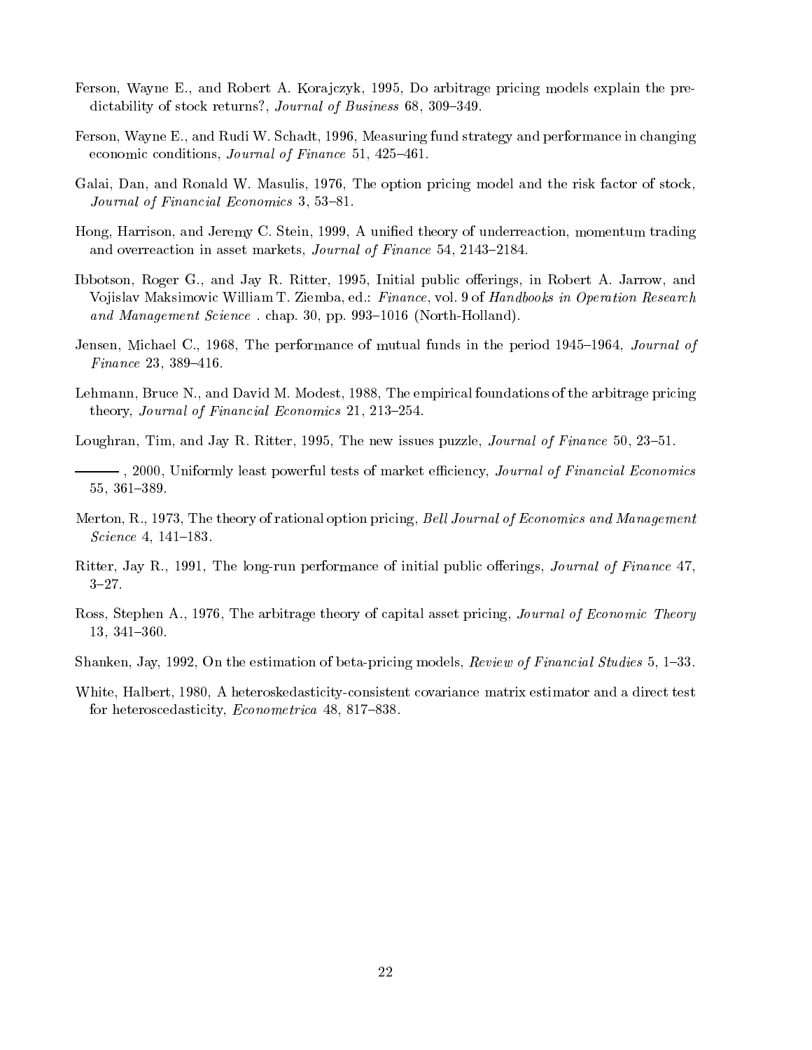Ferson, Wayne E., and Robert A. Korajczyk, 1995, Do arbitrage pricing models explain the predictability of stock returns?, *Journal of Business* 68, 309–349.

Ferson, Wayne E., and Rudi W. Schadt, 1996, Measuring fund strategy and performance in changing economic conditions, *Journal of Finance* 51, 425–461.

Galai, Dan, and Ronald W. Masulis, 1976, The option pricing model and the risk factor of stock, *Journal of Financial Economics* 3, 53–81.

Hong, Harrison, and Jeremy C. Stein, 1999, A unified theory of underreaction, momentum trading and overreaction in asset markets, *Journal of Finance* 54, 2143–2184.

Ibbotson, Roger G., and Jay R. Ritter, 1995, Initial public offerings, in Robert A. Jarrow, and Vojislav Maksimovic William T. Ziemba, ed.: *Finance*, vol. 9 of *Handbooks in Operation Research and Management Science* . chap. 30, pp. 993–1016 (North-Holland).

Jensen, Michael C., 1968, The performance of mutual funds in the period 1945–1964, *Journal of Finance* 23, 389–416.

Lehmann, Bruce N., and David M. Modest, 1988, The empirical foundations of the arbitrage pricing theory, *Journal of Financial Economics* 21, 213–254.

Loughran, Tim, and Jay R. Ritter, 1995, The new issues puzzle, *Journal of Finance* 50, 23–51.

———, 2000, Uniformly least powerful tests of market efficiency, *Journal of Financial Economics* 55, 361–389.

Merton, R., 1973, The theory of rational option pricing, *Bell Journal of Economics and Management Science* 4, 141–183.

Ritter, Jay R., 1991, The long-run performance of initial public offerings, *Journal of Finance* 47, 3–27.

Ross, Stephen A., 1976, The arbitrage theory of capital asset pricing, *Journal of Economic Theory* 13, 341–360.

Shanken, Jay, 1992, On the estimation of beta-pricing models, *Review of Financial Studies* 5, 1–33.

White, Halbert, 1980, A heteroskedasticity-consistent covariance matrix estimator and a direct test for heteroscedasticity, *Econometrica* 48, 817–838.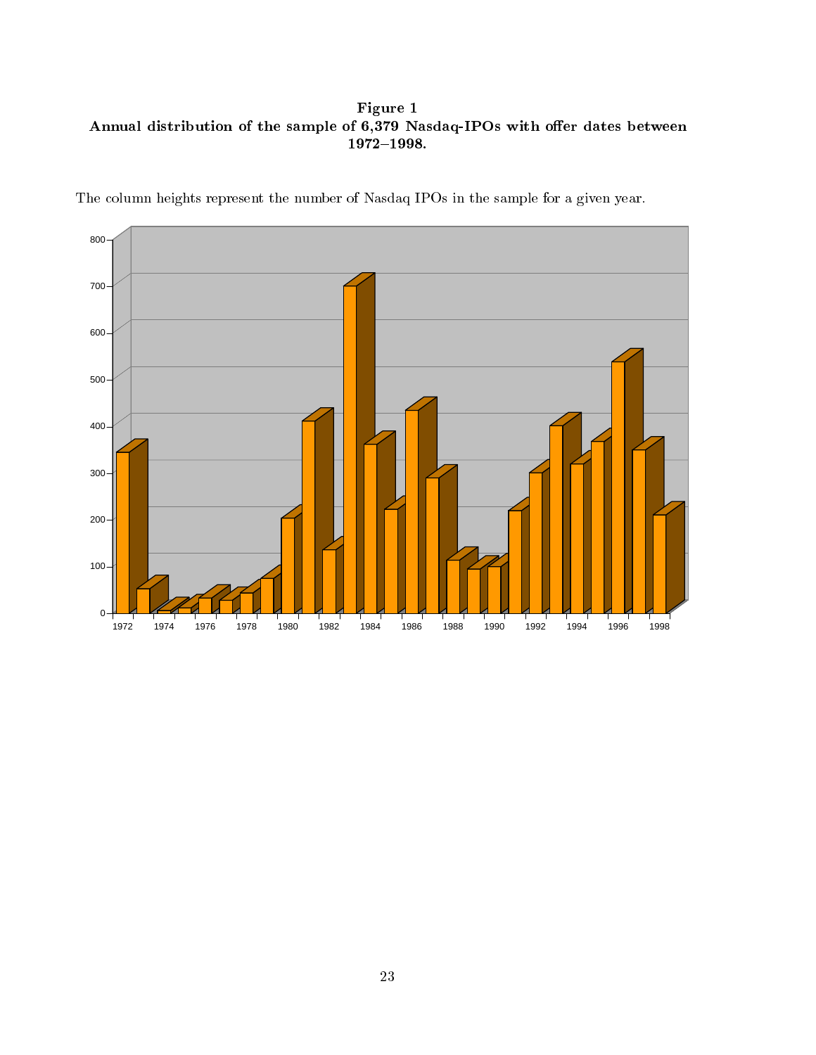**Figure 1**
**Annual distribution of the sample of 6,379 Nasdaq-IPOs with offer dates between 1972–1998.**

The column heights represent the number of Nasdaq IPOs in the sample for a given year.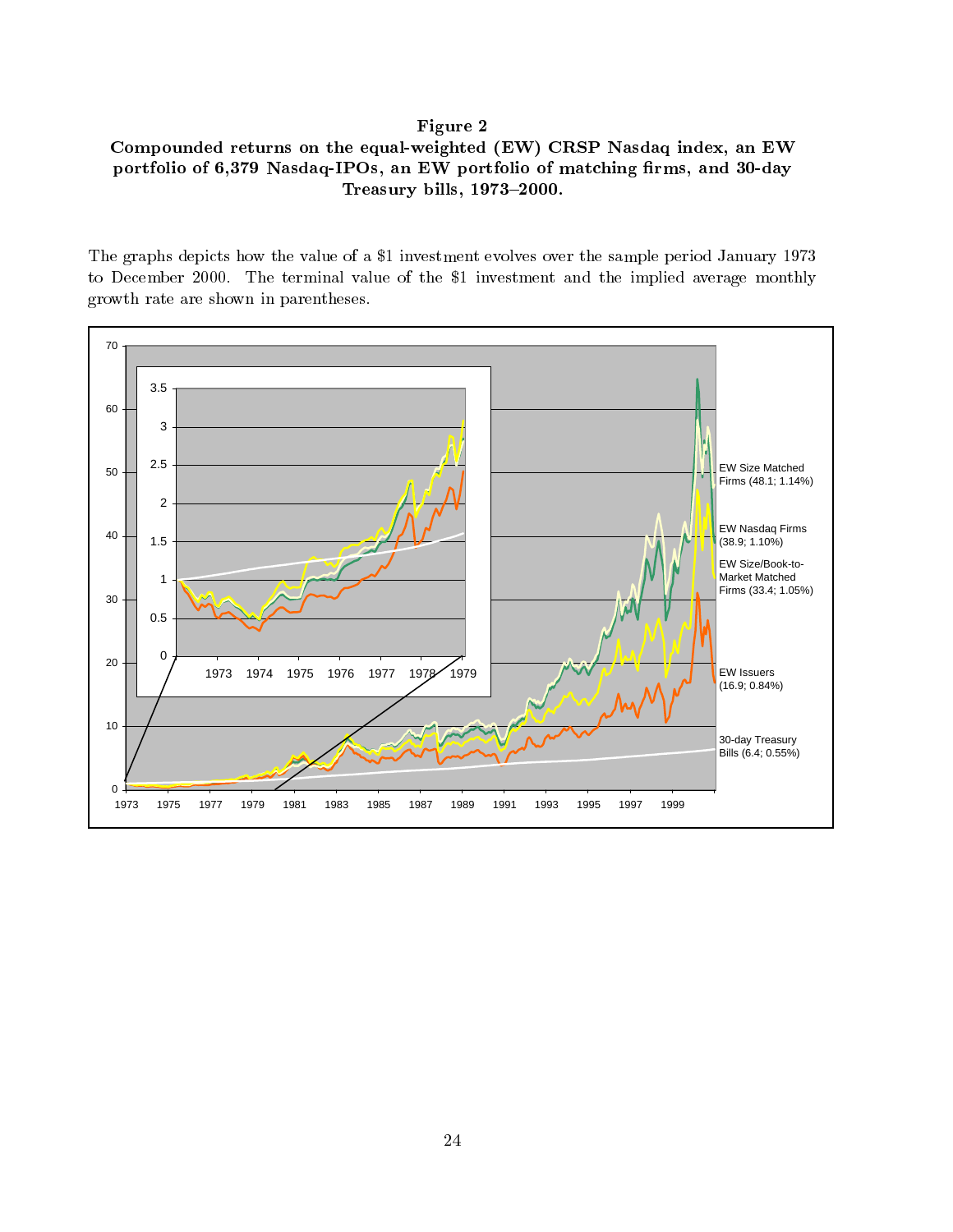**Figure 2**
**Compounded returns on the equal-weighted (EW) CRSP Nasdaq index, an EW portfolio of 6,379 Nasdaq-IPOs, an EW portfolio of matching firms, and 30-day Treasury bills, 1973–2000.**

The graphs depicts how the value of a $1 investment evolves over the sample period January 1973 to December 2000. The terminal value of the $1 investment and the implied average monthly growth rate are shown in parentheses.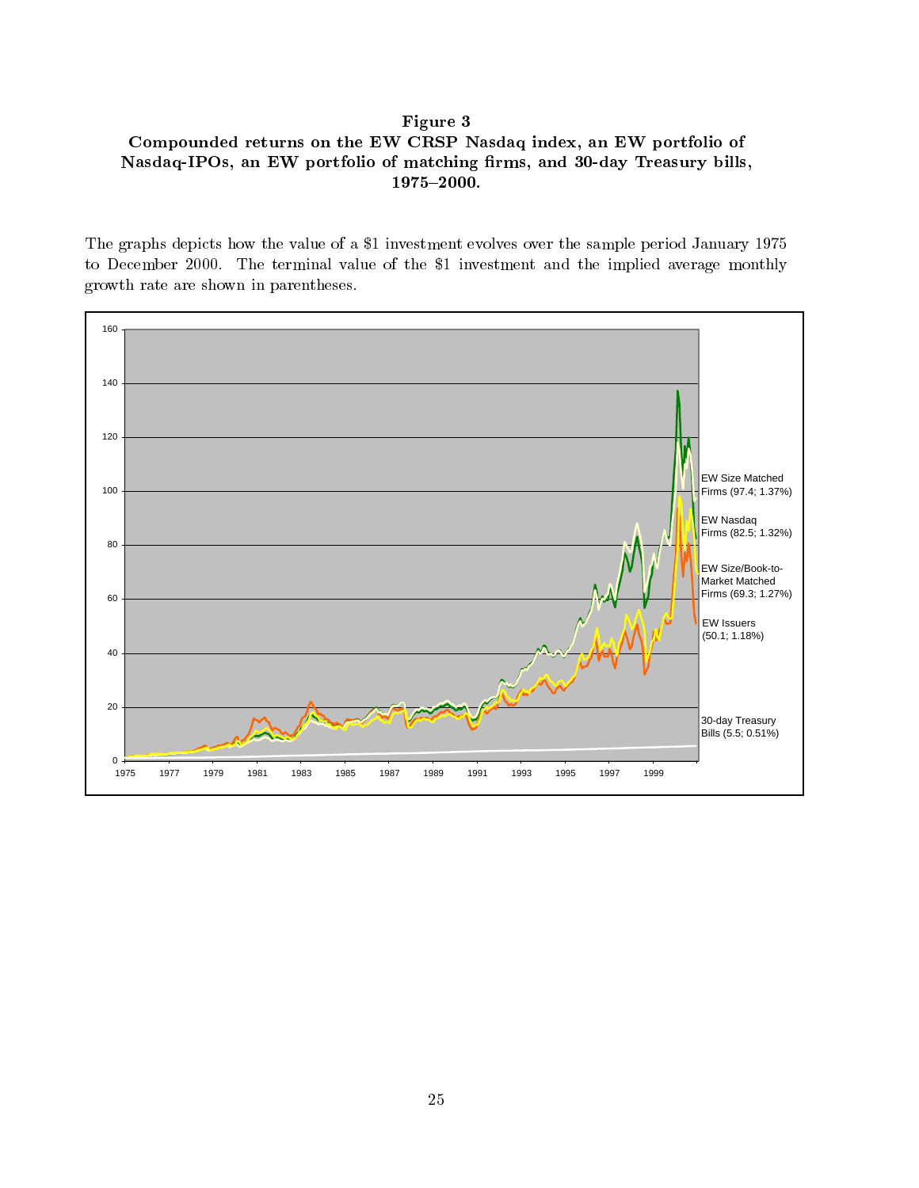**Figure 3**
**Compounded returns on the EW CRSP Nasdaq index, an EW portfolio of Nasdaq-IPOs, an EW portfolio of matching firms, and 30-day Treasury bills, 1975–2000.**

The graphs depicts how the value of a $1 investment evolves over the sample period January 1975 to December 2000. The terminal value of the $1 investment and the implied average monthly growth rate are shown in parentheses.

EW Size Matched Firms (97.4; 1.37%)

EW Nasdaq Firms (82.5; 1.32%)

EW Size/Book-to-Market Matched Firms (69.3; 1.27%)

EW Issuers (50.1; 1.18%)

30-day Treasury Bills (5.5; 0.51%)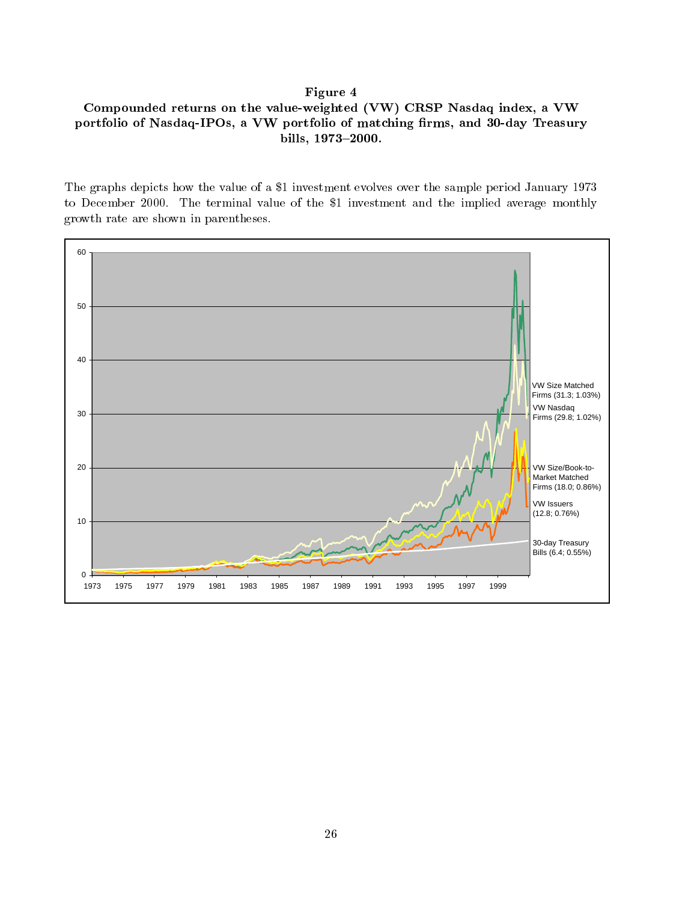**Figure 4**

**Compounded returns on the value-weighted (VW) CRSP Nasdaq index, a VW portfolio of Nasdaq-IPOs, a VW portfolio of matching firms, and 30-day Treasury bills, 1973–2000.**

The graphs depicts how the value of a $1 investment evolves over the sample period January 1973 to December 2000. The terminal value of the $1 investment and the implied average monthly growth rate are shown in parentheses.

VW Size Matched Firms (31.3; 1.03%)

VW Nasdaq Firms (29.8; 1.02%)

VW Size/Book-to-Market Matched Firms (18.0; 0.86%)

VW Issuers (12.8; 0.76%)

30-day Treasury Bills (6.4; 0.55%)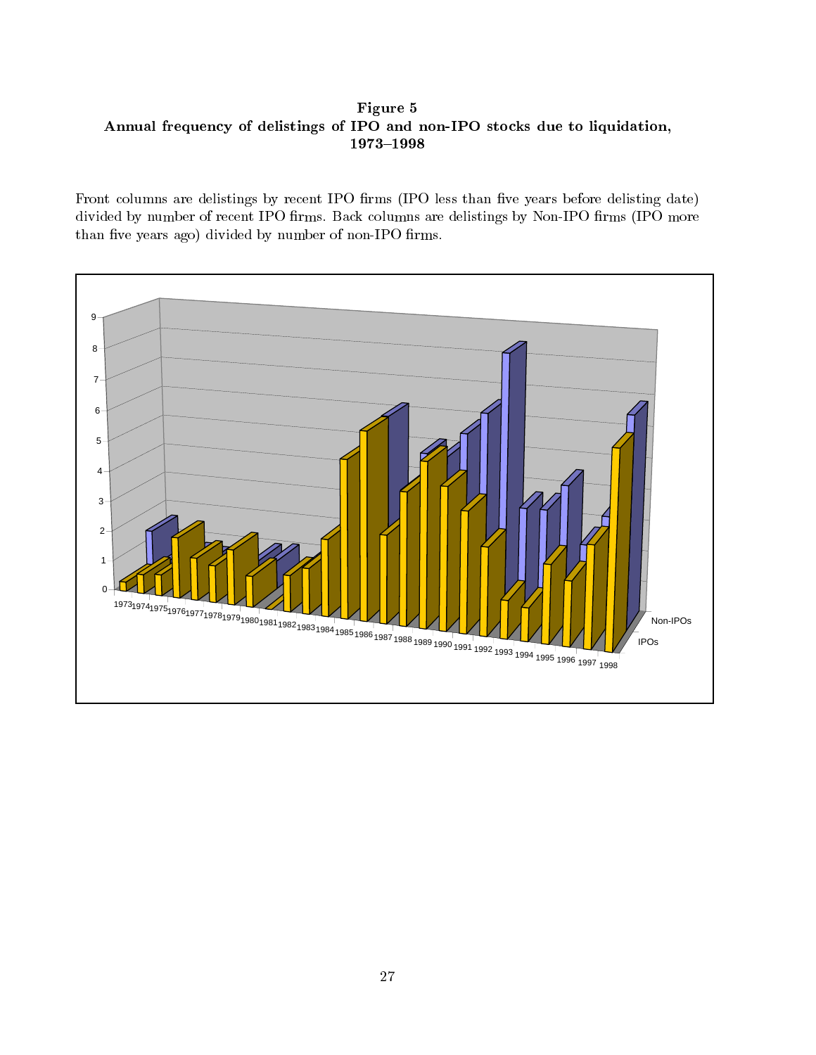**Figure 5**
**Annual frequency of delistings of IPO and non-IPO stocks due to liquidation, 1973–1998**

Front columns are delistings by recent IPO firms (IPO less than five years before delisting date) divided by number of recent IPO firms. Back columns are delistings by Non-IPO firms (IPO more than five years ago) divided by number of non-IPO firms.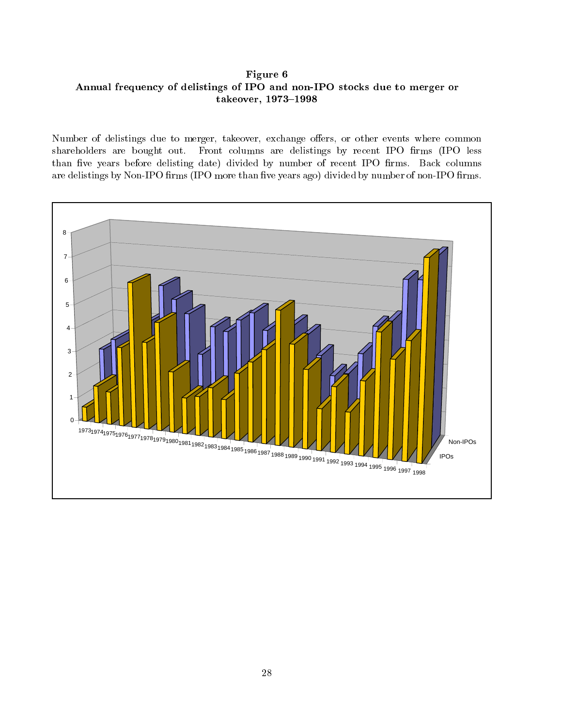**Figure 6**
**Annual frequency of delistings of IPO and non-IPO stocks due to merger or takeover, 1973–1998**

Number of delistings due to merger, takeover, exchange offers, or other events where common shareholders are bought out. Front columns are delistings by recent IPO firms (IPO less than five years before delisting date) divided by number of recent IPO firms. Back columns are delistings by Non-IPO firms (IPO more than five years ago) divided by number of non-IPO firms.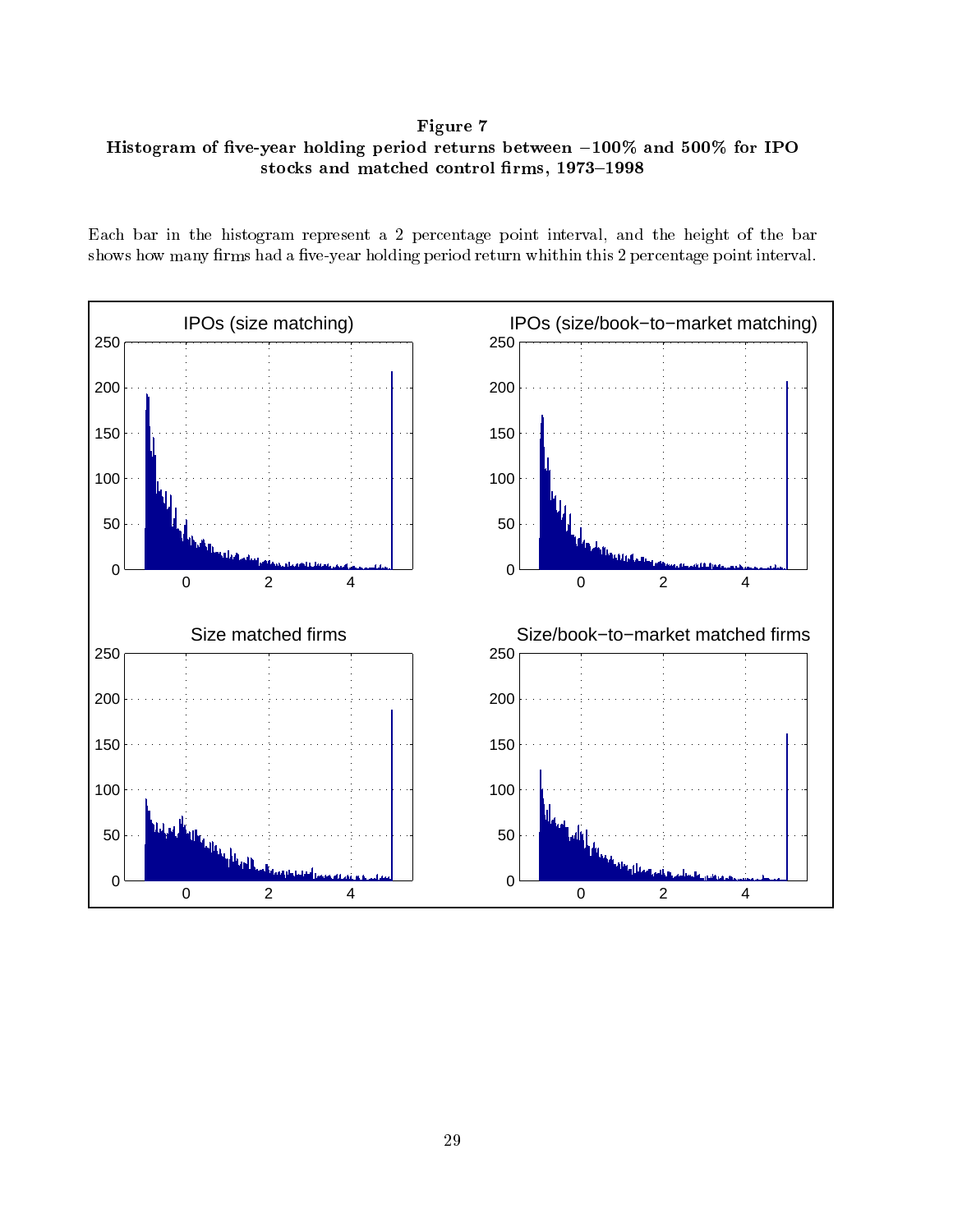**Figure 7**

**Histogram of five-year holding period returns between −100% and 500% for IPO stocks and matched control firms, 1973–1998**

Each bar in the histogram represent a 2 percentage point interval, and the height of the bar shows how many firms had a five-year holding period return whithin this 2 percentage point interval.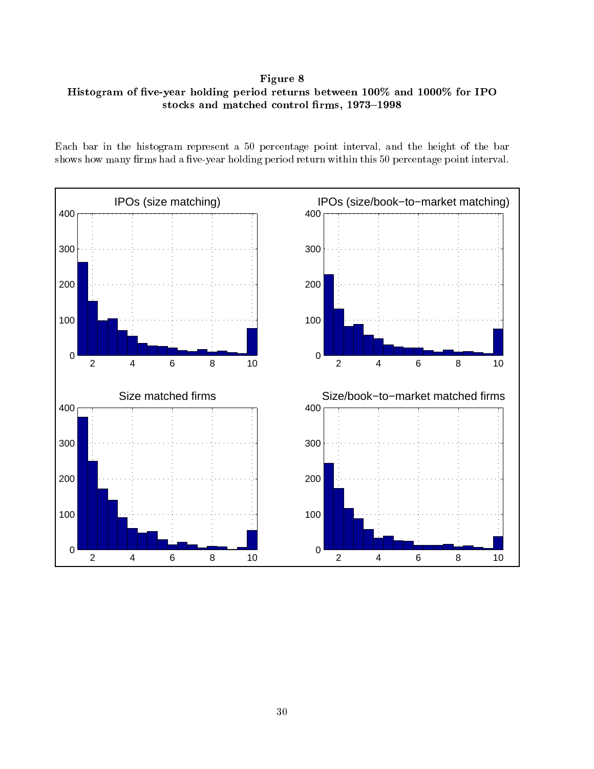**Figure 8**
**Histogram of five-year holding period returns between 100% and 1000% for IPO stocks and matched control firms, 1973–1998**

Each bar in the histogram represent a 50 percentage point interval, and the height of the bar shows how many firms had a five-year holding period return within this 50 percentage point interval.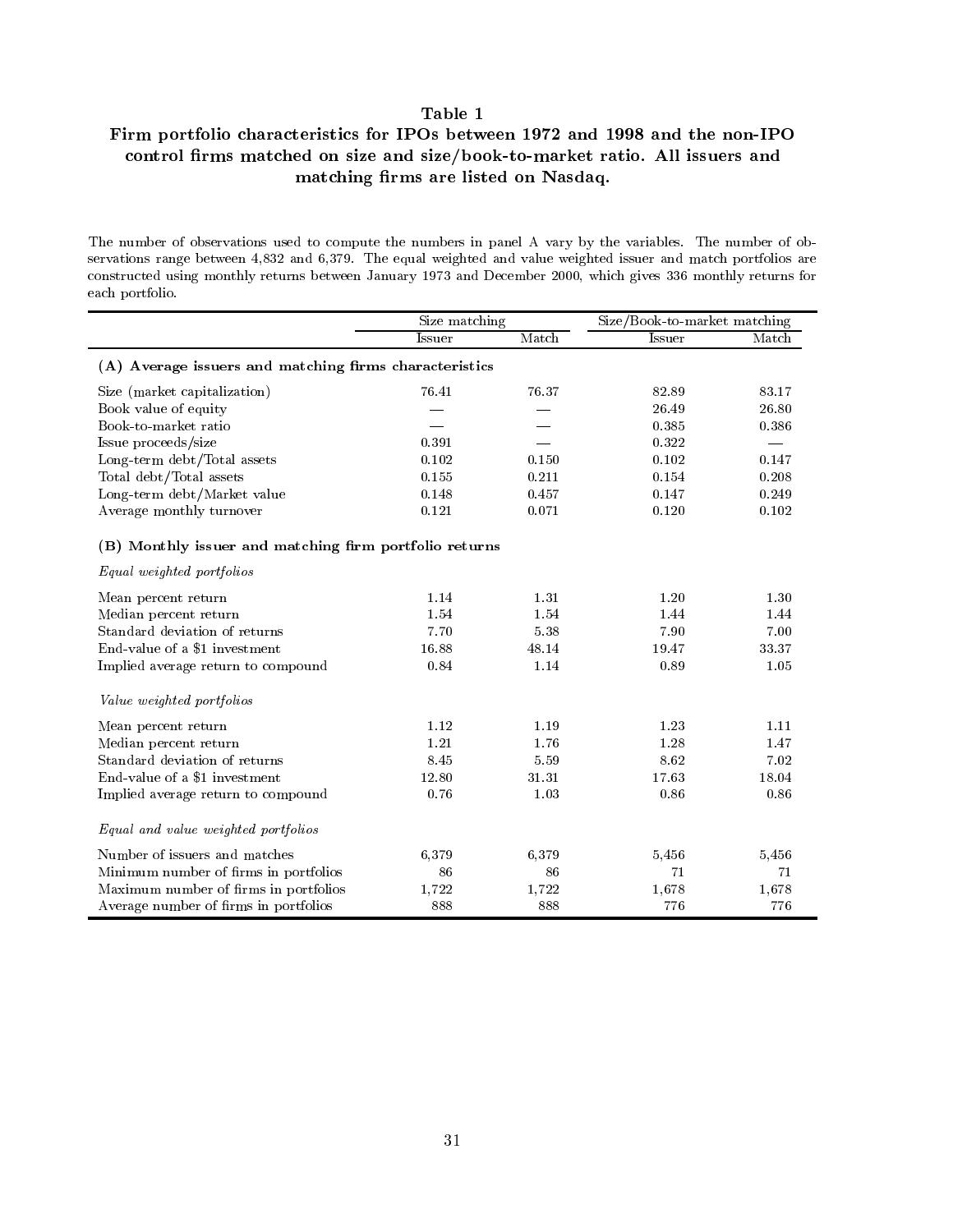# Table 1

## Firm portfolio characteristics for IPOs between 1972 and 1998 and the non-IPO control firms matched on size and size/book-to-market ratio. All issuers and matching firms are listed on Nasdaq.

The number of observations used to compute the numbers in panel A vary by the variables. The number of observations range between 4,832 and 6,379. The equal weighted and value weighted issuer and match portfolios are constructed using monthly returns between January 1973 and December 2000, which gives 336 monthly returns for each portfolio.

| | Size matching | | Size/Book-to-market matching | |
|---|---|---|---|---|
| | Issuer | Match | Issuer | Match |
| **(A) Average issuers and matching firms characteristics** | | | | |
| Size (market capitalization) | 76.41 | 76.37 | 82.89 | 83.17 |
| Book value of equity | — | — | 26.49 | 26.80 |
| Book-to-market ratio | — | — | 0.385 | 0.386 |
| Issue proceeds/size | 0.391 | — | 0.322 | — |
| Long-term debt/Total assets | 0.102 | 0.150 | 0.102 | 0.147 |
| Total debt/Total assets | 0.155 | 0.211 | 0.154 | 0.208 |
| Long-term debt/Market value | 0.148 | 0.457 | 0.147 | 0.249 |
| Average monthly turnover | 0.121 | 0.071 | 0.120 | 0.102 |
| **(B) Monthly issuer and matching firm portfolio returns** | | | | |
| *Equal weighted portfolios* | | | | |
| Mean percent return | 1.14 | 1.31 | 1.20 | 1.30 |
| Median percent return | 1.54 | 1.54 | 1.44 | 1.44 |
| Standard deviation of returns | 7.70 | 5.38 | 7.90 | 7.00 |
| End-value of a $1 investment | 16.88 | 48.14 | 19.47 | 33.37 |
| Implied average return to compound | 0.84 | 1.14 | 0.89 | 1.05 |
| *Value weighted portfolios* | | | | |
| Mean percent return | 1.12 | 1.19 | 1.23 | 1.11 |
| Median percent return | 1.21 | 1.76 | 1.28 | 1.47 |
| Standard deviation of returns | 8.45 | 5.59 | 8.62 | 7.02 |
| End-value of a $1 investment | 12.80 | 31.31 | 17.63 | 18.04 |
| Implied average return to compound | 0.76 | 1.03 | 0.86 | 0.86 |
| *Equal and value weighted portfolios* | | | | |
| Number of issuers and matches | 6,379 | 6,379 | 5,456 | 5,456 |
| Minimum number of firms in portfolios | 86 | 86 | 71 | 71 |
| Maximum number of firms in portfolios | 1,722 | 1,722 | 1,678 | 1,678 |
| Average number of firms in portfolios | 888 | 888 | 776 | 776 |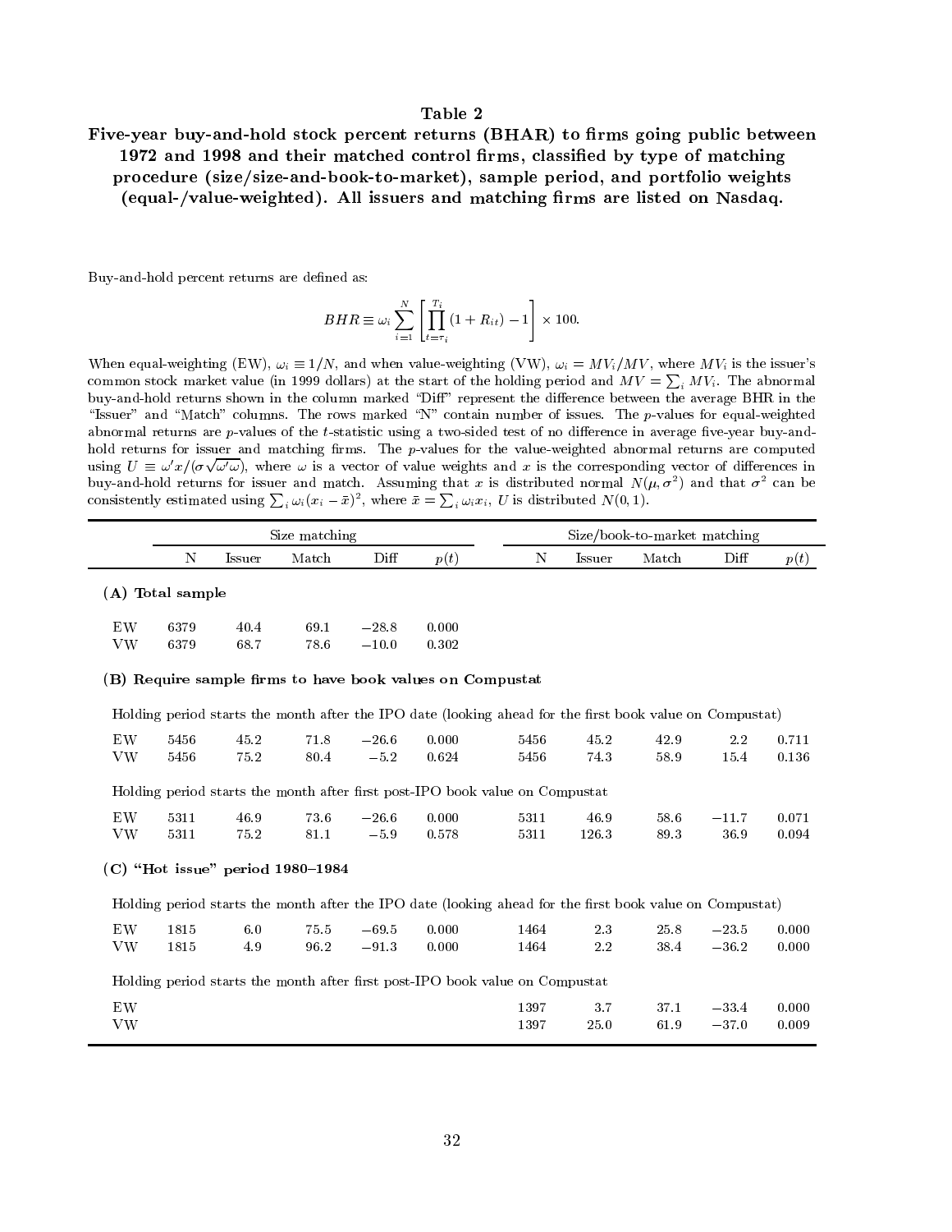## Table 2

**Five-year buy-and-hold stock percent returns (BHAR) to firms going public between 1972 and 1998 and their matched control firms, classified by type of matching procedure (size/size-and-book-to-market), sample period, and portfolio weights (equal-/value-weighted). All issuers and matching firms are listed on Nasdaq.**

Buy-and-hold percent returns are defined as:

$$BHR \equiv \omega_i \sum_{i=1}^{N} \left[ \prod_{t=\tau_i}^{T_i} (1 + R_{it}) - 1 \right] \times 100.$$

When equal-weighting (EW), $\omega_i \equiv 1/N$, and when value-weighting (VW), $\omega_i = MV_i/MV$, where $MV_i$ is the issuer's common stock market value (in 1999 dollars) at the start of the holding period and $MV = \sum_i MV_i$. The abnormal buy-and-hold returns shown in the column marked "Diff" represent the difference between the average BHR in the "Issuer" and "Match" columns. The rows marked "N" contain number of issues. The $p$-values for equal-weighted abnormal returns are $p$-values of the $t$-statistic using a two-sided test of no difference in average five-year buy-and-hold returns for issuer and matching firms. The $p$-values for the value-weighted abnormal returns are computed using $U \equiv \omega' x/(\sigma\sqrt{\omega'\omega})$, where $\omega$ is a vector of value weights and $x$ is the corresponding vector of differences in buy-and-hold returns for issuer and match. Assuming that $x$ is distributed normal $N(\mu, \sigma^2)$ and that $\sigma^2$ can be consistently estimated using $\sum_i \omega_i (x_i - \bar{x})^2$, where $\bar{x} = \sum_i \omega_i x_i$, $U$ is distributed $N(0, 1)$.

| | Size matching | | | | | Size/book-to-market matching | | | | |
|---|---|---|---|---|---|---|---|---|---|---|
| | N | Issuer | Match | Diff | $p(t)$ | N | Issuer | Match | Diff | $p(t)$ |
| **(A) Total sample** | | | | | | | | | | |
| EW | 6379 | 40.4 | 69.1 | −28.8 | 0.000 | | | | | |
| VW | 6379 | 68.7 | 78.6 | −10.0 | 0.302 | | | | | |
| **(B) Require sample firms to have book values on Compustat** | | | | | | | | | | |
| *Holding period starts the month after the IPO date (looking ahead for the first book value on Compustat)* | | | | | | | | | | |
| EW | 5456 | 45.2 | 71.8 | −26.6 | 0.000 | 5456 | 45.2 | 42.9 | 2.2 | 0.711 |
| VW | 5456 | 75.2 | 80.4 | −5.2 | 0.624 | 5456 | 74.3 | 58.9 | 15.4 | 0.136 |
| *Holding period starts the month after first post-IPO book value on Compustat* | | | | | | | | | | |
| EW | 5311 | 46.9 | 73.6 | −26.6 | 0.000 | 5311 | 46.9 | 58.6 | −11.7 | 0.071 |
| VW | 5311 | 75.2 | 81.1 | −5.9 | 0.578 | 5311 | 126.3 | 89.3 | 36.9 | 0.094 |
| **(C) "Hot issue" period 1980–1984** | | | | | | | | | | |
| *Holding period starts the month after the IPO date (looking ahead for the first book value on Compustat)* | | | | | | | | | | |
| EW | 1815 | 6.0 | 75.5 | −69.5 | 0.000 | 1464 | 2.3 | 25.8 | −23.5 | 0.000 |
| VW | 1815 | 4.9 | 96.2 | −91.3 | 0.000 | 1464 | 2.2 | 38.4 | −36.2 | 0.000 |
| *Holding period starts the month after first post-IPO book value on Compustat* | | | | | | | | | | |
| EW | | | | | | 1397 | 3.7 | 37.1 | −33.4 | 0.000 |
| VW | | | | | | 1397 | 25.0 | 61.9 | −37.0 | 0.009 |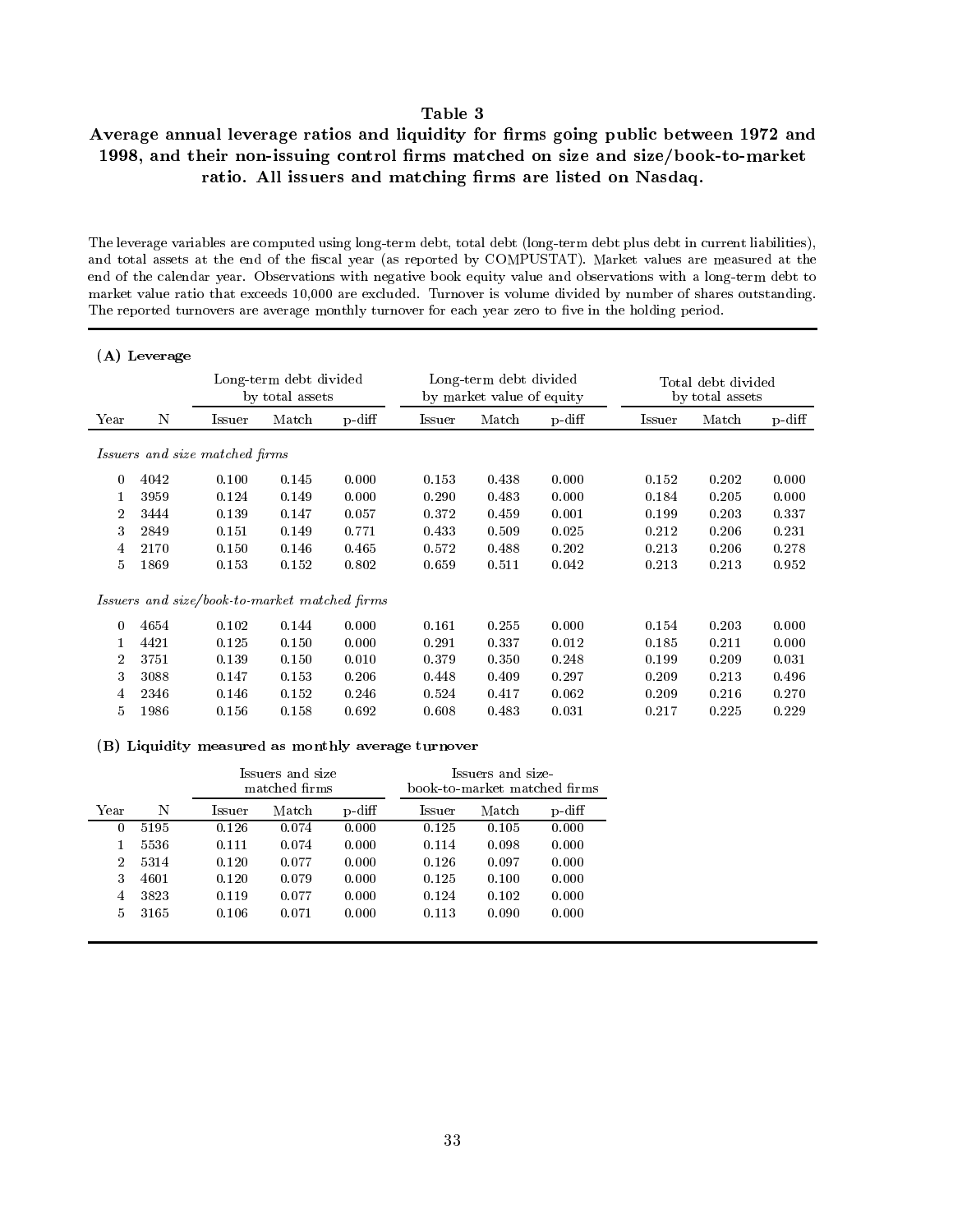# Table 3

## Average annual leverage ratios and liquidity for firms going public between 1972 and 1998, and their non-issuing control firms matched on size and size/book-to-market ratio. All issuers and matching firms are listed on Nasdaq.

The leverage variables are computed using long-term debt, total debt (long-term debt plus debt in current liabilities), and total assets at the end of the fiscal year (as reported by COMPUSTAT). Market values are measured at the end of the calendar year. Observations with negative book equity value and observations with a long-term debt to market value ratio that exceeds 10,000 are excluded. Turnover is volume divided by number of shares outstanding. The reported turnovers are average monthly turnover for each year zero to five in the holding period.

### (A) Leverage

| | | Long-term debt divided by total assets | | | Long-term debt divided by market value of equity | | | Total debt divided by total assets | | |
|---|---|---|---|---|---|---|---|---|---|---|
| Year | N | Issuer | Match | p-diff | Issuer | Match | p-diff | Issuer | Match | p-diff |
| *Issuers and size matched firms* | | | | | | | | | | |
| 0 | 4042 | 0.100 | 0.145 | 0.000 | 0.153 | 0.438 | 0.000 | 0.152 | 0.202 | 0.000 |
| 1 | 3959 | 0.124 | 0.149 | 0.000 | 0.290 | 0.483 | 0.000 | 0.184 | 0.205 | 0.000 |
| 2 | 3444 | 0.139 | 0.147 | 0.057 | 0.372 | 0.459 | 0.001 | 0.199 | 0.203 | 0.337 |
| 3 | 2849 | 0.151 | 0.149 | 0.771 | 0.433 | 0.509 | 0.025 | 0.212 | 0.206 | 0.231 |
| 4 | 2170 | 0.150 | 0.146 | 0.465 | 0.572 | 0.488 | 0.202 | 0.213 | 0.206 | 0.278 |
| 5 | 1869 | 0.153 | 0.152 | 0.802 | 0.659 | 0.511 | 0.042 | 0.213 | 0.213 | 0.952 |
| *Issuers and size/book-to-market matched firms* | | | | | | | | | | |
| 0 | 4654 | 0.102 | 0.144 | 0.000 | 0.161 | 0.255 | 0.000 | 0.154 | 0.203 | 0.000 |
| 1 | 4421 | 0.125 | 0.150 | 0.000 | 0.291 | 0.337 | 0.012 | 0.185 | 0.211 | 0.000 |
| 2 | 3751 | 0.139 | 0.150 | 0.010 | 0.379 | 0.350 | 0.248 | 0.199 | 0.209 | 0.031 |
| 3 | 3088 | 0.147 | 0.153 | 0.206 | 0.448 | 0.409 | 0.297 | 0.209 | 0.213 | 0.496 |
| 4 | 2346 | 0.146 | 0.152 | 0.246 | 0.524 | 0.417 | 0.062 | 0.209 | 0.216 | 0.270 |
| 5 | 1986 | 0.156 | 0.158 | 0.692 | 0.608 | 0.483 | 0.031 | 0.217 | 0.225 | 0.229 |

### (B) Liquidity measured as monthly average turnover

| | | Issuers and size matched firms | | | Issuers and size-book-to-market matched firms | | |
|---|---|---|---|---|---|---|---|
| Year | N | Issuer | Match | p-diff | Issuer | Match | p-diff |
| 0 | 5195 | 0.126 | 0.074 | 0.000 | 0.125 | 0.105 | 0.000 |
| 1 | 5536 | 0.111 | 0.074 | 0.000 | 0.114 | 0.098 | 0.000 |
| 2 | 5314 | 0.120 | 0.077 | 0.000 | 0.126 | 0.097 | 0.000 |
| 3 | 4601 | 0.120 | 0.079 | 0.000 | 0.125 | 0.100 | 0.000 |
| 4 | 3823 | 0.119 | 0.077 | 0.000 | 0.124 | 0.102 | 0.000 |
| 5 | 3165 | 0.106 | 0.071 | 0.000 | 0.113 | 0.090 | 0.000 |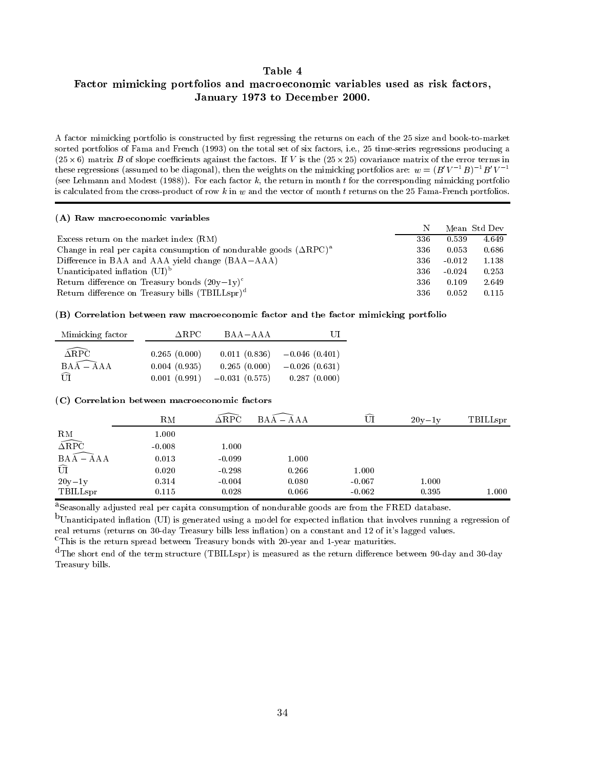# Table 4

## Factor mimicking portfolios and macroeconomic variables used as risk factors, January 1973 to December 2000.

A factor mimicking portfolio is constructed by first regressing the returns on each of the 25 size and book-to-market sorted portfolios of Fama and French (1993) on the total set of six factors, i.e., 25 time-series regressions producing a $(25 \times 6)$ matrix $B$ of slope coefficients against the factors. If $V$ is the $(25 \times 25)$ covariance matrix of the error terms in these regressions (assumed to be diagonal), then the weights on the mimicking portfolios are: $w = (B'V^{-1}B)^{-1}B'V^{-1}$ (see Lehmann and Modest (1988)). For each factor $k$, the return in month $t$ for the corresponding mimicking portfolio is calculated from the cross-product of row $k$ in $w$ and the vector of month $t$ returns on the 25 Fama-French portfolios.

**(A) Raw macroeconomic variables**

| | N | Mean | Std Dev |
|---|---|---|---|
| Excess return on the market index (RM) | 336 | 0.539 | 4.649 |
| Change in real per capita consumption of nondurable goods ($\Delta$RPC)[a] | 336 | 0.053 | 0.686 |
| Difference in BAA and AAA yield change (BAA−AAA) | 336 | -0.012 | 1.138 |
| Unanticipated inflation (UI)[b] | 336 | -0.024 | 0.253 |
| Return difference on Treasury bonds (20y−1y)[c] | 336 | 0.109 | 2.649 |
| Return difference on Treasury bills (TBILLspr)[d] | 336 | 0.052 | 0.115 |

**(B) Correlation between raw macroeconomic factor and the factor mimicking portfolio**

| Mimicking factor | $\Delta$RPC | BAA−AAA | UI |
|---|---|---|---|
| $\widehat{\Delta \text{RPC}}$ | 0.265 (0.000) | 0.011 (0.836) | −0.046 (0.401) |
| $\widehat{\text{BAA} - \text{AAA}}$ | 0.004 (0.935) | 0.265 (0.000) | −0.026 (0.631) |
| $\widehat{\text{UI}}$ | 0.001 (0.991) | −0.031 (0.575) | 0.287 (0.000) |

**(C) Correlation between macroeconomic factors**

| | RM | $\widehat{\Delta \text{RPC}}$ | $\widehat{\text{BAA} - \text{AAA}}$ | $\widehat{\text{UI}}$ | 20y−1y | TBILLspr |
|---|---|---|---|---|---|---|
| RM | 1.000 | | | | | |
| $\widehat{\Delta \text{RPC}}$ | -0.008 | 1.000 | | | | |
| $\widehat{\text{BAA} - \text{AAA}}$ | 0.013 | -0.099 | 1.000 | | | |
| $\widehat{\text{UI}}$ | 0.020 | -0.298 | 0.266 | 1.000 | | |
| 20y−1y | 0.314 | -0.004 | 0.080 | -0.067 | 1.000 | |
| TBILLspr | 0.115 | 0.028 | 0.066 | -0.062 | 0.395 | 1.000 |

[a] Seasonally adjusted real per capita consumption of nondurable goods are from the FRED database.

[b] Unanticipated inflation (UI) is generated using a model for expected inflation that involves running a regression of real returns (returns on 30-day Treasury bills less inflation) on a constant and 12 of it's lagged values.

[c] This is the return spread between Treasury bonds with 20-year and 1-year maturities.

[d] The short end of the term structure (TBILLspr) is measured as the return difference between 90-day and 30-day Treasury bills.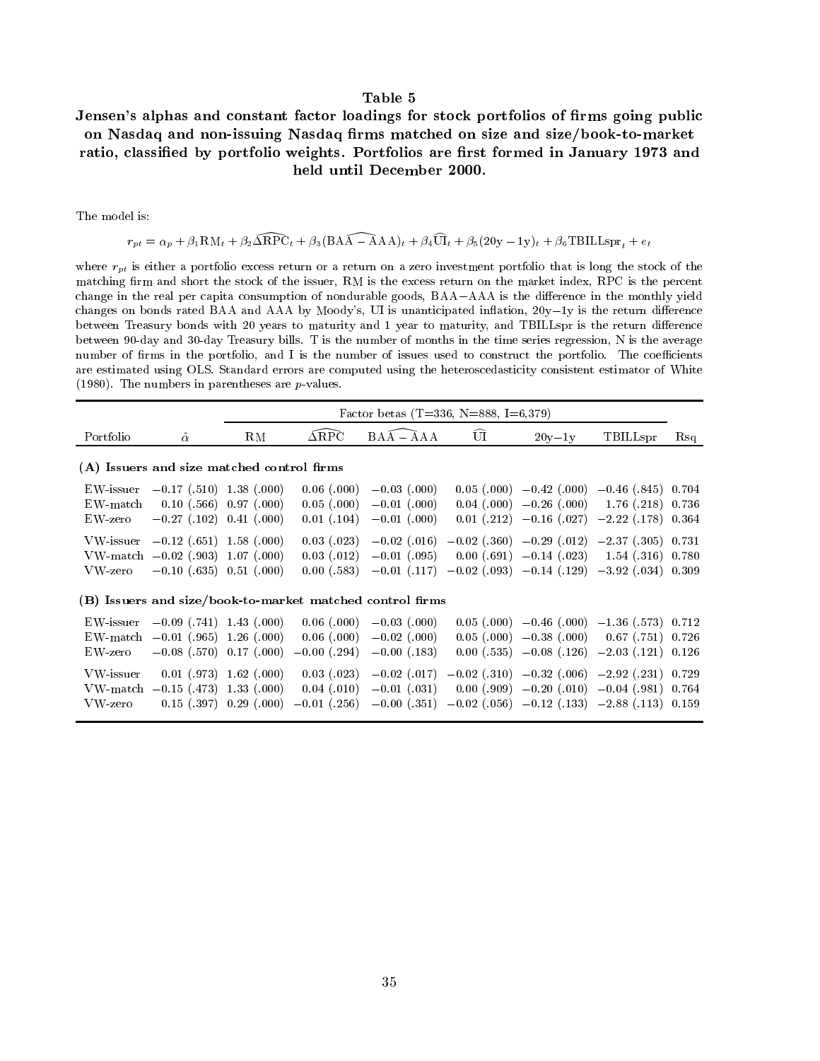# Table 5

**Jensen's alphas and constant factor loadings for stock portfolios of firms going public on Nasdaq and non-issuing Nasdaq firms matched on size and size/book-to-market ratio, classified by portfolio weights. Portfolios are first formed in January 1973 and held until December 2000.**

The model is:

$$r_{pt} = \alpha_p + \beta_1 \mathrm{RM}_t + \beta_2 \widehat{\Delta\mathrm{RPC}}_t + \beta_3 (\widehat{\mathrm{BAA} - \mathrm{AAA}})_t + \beta_4 \widehat{\mathrm{UI}}_t + \beta_5 (20\mathrm{y} - 1\mathrm{y})_t + \beta_6 \mathrm{TBILLspr}_t + e_t$$

where $r_{pt}$ is either a portfolio excess return or a return on a zero investment portfolio that is long the stock of the matching firm and short the stock of the issuer, RM is the excess return on the market index, RPC is the percent change in the real per capita consumption of nondurable goods, BAA−AAA is the difference in the monthly yield changes on bonds rated BAA and AAA by Moody's, UI is unanticipated inflation, 20y−1y is the return difference between Treasury bonds with 20 years to maturity and 1 year to maturity, and TBILLspr is the return difference between 90-day and 30-day Treasury bills. T is the number of months in the time series regression, N is the average number of firms in the portfolio, and I is the number of issues used to construct the portfolio. The coefficients are estimated using OLS. Standard errors are computed using the heteroscedasticity consistent estimator of White (1980). The numbers in parentheses are $p$-values.

| | | Factor betas (T=336, N=888, I=6,379) | | | | | | |
|---|---|---|---|---|---|---|---|---|
| Portfolio | $\hat{\alpha}$ | RM | $\widehat{\Delta\mathrm{RPC}}$ | $\widehat{\mathrm{BAA}-\mathrm{AAA}}$ | $\widehat{\mathrm{UI}}$ | 20y−1y | TBILLspr | Rsq |
| **(A) Issuers and size matched control firms** | | | | | | | | |
| EW-issuer | −0.17 (.510) | 1.38 (.000) | 0.06 (.000) | −0.03 (.000) | 0.05 (.000) | −0.42 (.000) | −0.46 (.845) | 0.704 |
| EW-match | 0.10 (.566) | 0.97 (.000) | 0.05 (.000) | −0.01 (.000) | 0.04 (.000) | −0.26 (.000) | 1.76 (.218) | 0.736 |
| EW-zero | −0.27 (.102) | 0.41 (.000) | 0.01 (.104) | −0.01 (.000) | 0.01 (.212) | −0.16 (.027) | −2.22 (.178) | 0.364 |
| VW-issuer | −0.12 (.651) | 1.58 (.000) | 0.03 (.023) | −0.02 (.016) | −0.02 (.360) | −0.29 (.012) | −2.37 (.305) | 0.731 |
| VW-match | −0.02 (.903) | 1.07 (.000) | 0.03 (.012) | −0.01 (.095) | 0.00 (.691) | −0.14 (.023) | 1.54 (.316) | 0.780 |
| VW-zero | −0.10 (.635) | 0.51 (.000) | 0.00 (.583) | −0.01 (.117) | −0.02 (.093) | −0.14 (.129) | −3.92 (.034) | 0.309 |
| **(B) Issuers and size/book-to-market matched control firms** | | | | | | | | |
| EW-issuer | −0.09 (.741) | 1.43 (.000) | 0.06 (.000) | −0.03 (.000) | 0.05 (.000) | −0.46 (.000) | −1.36 (.573) | 0.712 |
| EW-match | −0.01 (.965) | 1.26 (.000) | 0.06 (.000) | −0.02 (.000) | 0.05 (.000) | −0.38 (.000) | 0.67 (.751) | 0.726 |
| EW-zero | −0.08 (.570) | 0.17 (.000) | −0.00 (.294) | −0.00 (.183) | 0.00 (.535) | −0.08 (.126) | −2.03 (.121) | 0.126 |
| VW-issuer | 0.01 (.973) | 1.62 (.000) | 0.03 (.023) | −0.02 (.017) | −0.02 (.310) | −0.32 (.006) | −2.92 (.231) | 0.729 |
| VW-match | −0.15 (.473) | 1.33 (.000) | 0.04 (.010) | −0.01 (.031) | 0.00 (.909) | −0.20 (.010) | −0.04 (.981) | 0.764 |
| VW-zero | 0.15 (.397) | 0.29 (.000) | −0.01 (.256) | −0.00 (.351) | −0.02 (.056) | −0.12 (.133) | −2.88 (.113) | 0.159 |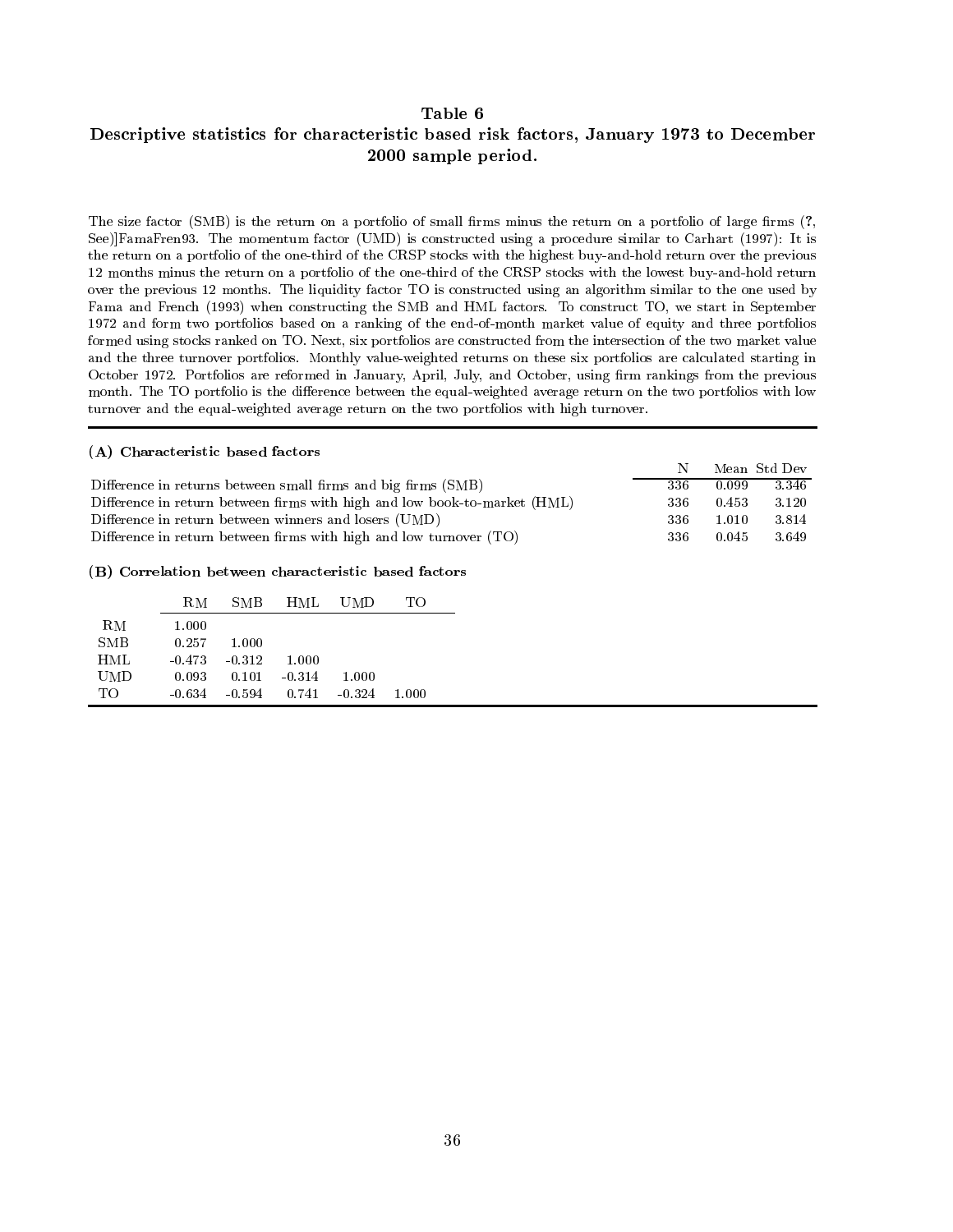### Table 6
### Descriptive statistics for characteristic based risk factors, January 1973 to December 2000 sample period.

The size factor (SMB) is the return on a portfolio of small firms minus the return on a portfolio of large firms (?, See)]FamaFren93. The momentum factor (UMD) is constructed using a procedure similar to Carhart (1997): It is the return on a portfolio of the one-third of the CRSP stocks with the highest buy-and-hold return over the previous 12 months minus the return on a portfolio of the one-third of the CRSP stocks with the lowest buy-and-hold return over the previous 12 months. The liquidity factor TO is constructed using an algorithm similar to the one used by Fama and French (1993) when constructing the SMB and HML factors. To construct TO, we start in September 1972 and form two portfolios based on a ranking of the end-of-month market value of equity and three portfolios formed using stocks ranked on TO. Next, six portfolios are constructed from the intersection of the two market value and the three turnover portfolios. Monthly value-weighted returns on these six portfolios are calculated starting in October 1972. Portfolios are reformed in January, April, July, and October, using firm rankings from the previous month. The TO portfolio is the difference between the equal-weighted average return on the two portfolios with low turnover and the equal-weighted average return on the two portfolios with high turnover.

**(A) Characteristic based factors**

| | N | Mean | Std Dev |
|---|---|---|---|
| Difference in returns between small firms and big firms (SMB) | 336 | 0.099 | 3.346 |
| Difference in return between firms with high and low book-to-market (HML) | 336 | 0.453 | 3.120 |
| Difference in return between winners and losers (UMD) | 336 | 1.010 | 3.814 |
| Difference in return between firms with high and low turnover (TO) | 336 | 0.045 | 3.649 |

**(B) Correlation between characteristic based factors**

| | RM | SMB | HML | UMD | TO |
|---|---|---|---|---|---|
| RM | 1.000 | | | | |
| SMB | 0.257 | 1.000 | | | |
| HML | -0.473 | -0.312 | 1.000 | | |
| UMD | 0.093 | 0.101 | -0.314 | 1.000 | |
| TO | -0.634 | -0.594 | 0.741 | -0.324 | 1.000 |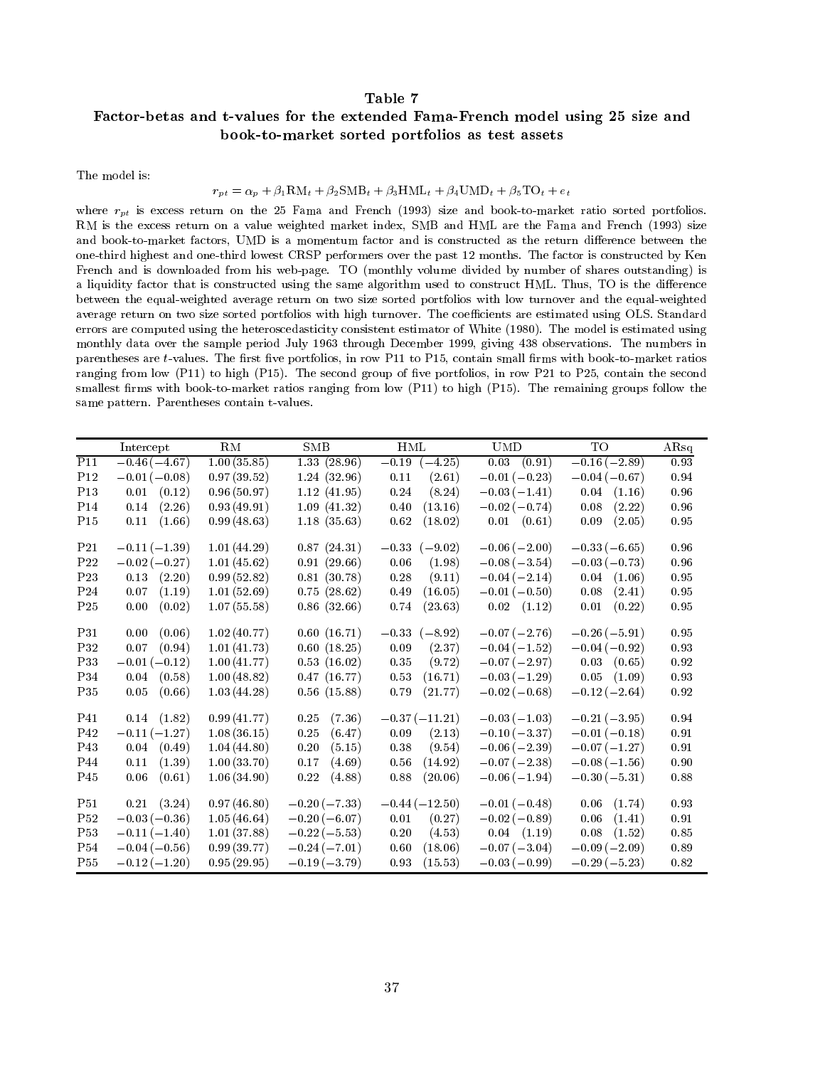# Table 7

## Factor-betas and t-values for the extended Fama-French model using 25 size and book-to-market sorted portfolios as test assets

The model is:

$$r_{pt} = \alpha_p + \beta_1 \text{RM}_t + \beta_2 \text{SMB}_t + \beta_3 \text{HML}_t + \beta_4 \text{UMD}_t + \beta_5 \text{TO}_t + e_t$$

where $r_{pt}$ is excess return on the 25 Fama and French (1993) size and book-to-market ratio sorted portfolios. RM is the excess return on a value weighted market index, SMB and HML are the Fama and French (1993) size and book-to-market factors, UMD is a momentum factor and is constructed as the return difference between the one-third highest and one-third lowest CRSP performers over the past 12 months. The factor is constructed by Ken French and is downloaded from his web-page. TO (monthly volume divided by number of shares outstanding) is a liquidity factor that is constructed using the same algorithm used to construct HML. Thus, TO is the difference between the equal-weighted average return on two size sorted portfolios with low turnover and the equal-weighted average return on two size sorted portfolios with high turnover. The coefficients are estimated using OLS. Standard errors are computed using the heteroscedasticity consistent estimator of White (1980). The model is estimated using monthly data over the sample period July 1963 through December 1999, giving 438 observations. The numbers in parentheses are $t$-values. The first five portfolios, in row P11 to P15, contain small firms with book-to-market ratios ranging from low (P11) to high (P15). The second group of five portfolios, in row P21 to P25, contain the second smallest firms with book-to-market ratios ranging from low (P11) to high (P15). The remaining groups follow the same pattern. Parentheses contain t-values.

| | Intercept | RM | SMB | HML | UMD | TO | ARsq |
|---|---|---|---|---|---|---|---|
| P11 | −0.46 (−4.67) | 1.00 (35.85) | 1.33 (28.96) | −0.19 (−4.25) | 0.03 (0.91) | −0.16 (−2.89) | 0.93 |
| P12 | −0.01 (−0.08) | 0.97 (39.52) | 1.24 (32.96) | 0.11 (2.61) | −0.01 (−0.23) | −0.04 (−0.67) | 0.94 |
| P13 | 0.01 (0.12) | 0.96 (50.97) | 1.12 (41.95) | 0.24 (8.24) | −0.03 (−1.41) | 0.04 (1.16) | 0.96 |
| P14 | 0.14 (2.26) | 0.93 (49.91) | 1.09 (41.32) | 0.40 (13.16) | −0.02 (−0.74) | 0.08 (2.22) | 0.96 |
| P15 | 0.11 (1.66) | 0.99 (48.63) | 1.18 (35.63) | 0.62 (18.02) | 0.01 (0.61) | 0.09 (2.05) | 0.95 |
| P21 | −0.11 (−1.39) | 1.01 (44.29) | 0.87 (24.31) | −0.33 (−9.02) | −0.06 (−2.00) | −0.33 (−6.65) | 0.96 |
| P22 | −0.02 (−0.27) | 1.01 (45.62) | 0.91 (29.66) | 0.06 (1.98) | −0.08 (−3.54) | −0.03 (−0.73) | 0.96 |
| P23 | 0.13 (2.20) | 0.99 (52.82) | 0.81 (30.78) | 0.28 (9.11) | −0.04 (−2.14) | 0.04 (1.06) | 0.95 |
| P24 | 0.07 (1.19) | 1.01 (52.69) | 0.75 (28.62) | 0.49 (16.05) | −0.01 (−0.50) | 0.08 (2.41) | 0.95 |
| P25 | 0.00 (0.02) | 1.07 (55.58) | 0.86 (32.66) | 0.74 (23.63) | 0.02 (1.12) | 0.01 (0.22) | 0.95 |
| P31 | 0.00 (0.06) | 1.02 (40.77) | 0.60 (16.71) | −0.33 (−8.92) | −0.07 (−2.76) | −0.26 (−5.91) | 0.95 |
| P32 | 0.07 (0.94) | 1.01 (41.73) | 0.60 (18.25) | 0.09 (2.37) | −0.04 (−1.52) | −0.04 (−0.92) | 0.93 |
| P33 | −0.01 (−0.12) | 1.00 (41.77) | 0.53 (16.02) | 0.35 (9.72) | −0.07 (−2.97) | 0.03 (0.65) | 0.92 |
| P34 | 0.04 (0.58) | 1.00 (48.82) | 0.47 (16.77) | 0.53 (16.71) | −0.03 (−1.29) | 0.05 (1.09) | 0.93 |
| P35 | 0.05 (0.66) | 1.03 (44.28) | 0.56 (15.88) | 0.79 (21.77) | −0.02 (−0.68) | −0.12 (−2.64) | 0.92 |
| P41 | 0.14 (1.82) | 0.99 (41.77) | 0.25 (7.36) | −0.37 (−11.21) | −0.03 (−1.03) | −0.21 (−3.95) | 0.94 |
| P42 | −0.11 (−1.27) | 1.08 (36.15) | 0.25 (6.47) | 0.09 (2.13) | −0.10 (−3.37) | −0.01 (−0.18) | 0.91 |
| P43 | 0.04 (0.49) | 1.04 (44.80) | 0.20 (5.15) | 0.38 (9.54) | −0.06 (−2.39) | −0.07 (−1.27) | 0.91 |
| P44 | 0.11 (1.39) | 1.00 (33.70) | 0.17 (4.69) | 0.56 (14.92) | −0.07 (−2.38) | −0.08 (−1.56) | 0.90 |
| P45 | 0.06 (0.61) | 1.06 (34.90) | 0.22 (4.88) | 0.88 (20.06) | −0.06 (−1.94) | −0.30 (−5.31) | 0.88 |
| P51 | 0.21 (3.24) | 0.97 (46.80) | −0.20 (−7.33) | −0.44 (−12.50) | −0.01 (−0.48) | 0.06 (1.74) | 0.93 |
| P52 | −0.03 (−0.36) | 1.05 (46.64) | −0.20 (−6.07) | 0.01 (0.27) | −0.02 (−0.89) | 0.06 (1.41) | 0.91 |
| P53 | −0.11 (−1.40) | 1.01 (37.88) | −0.22 (−5.53) | 0.20 (4.53) | 0.04 (1.19) | 0.08 (1.52) | 0.85 |
| P54 | −0.04 (−0.56) | 0.99 (39.77) | −0.24 (−7.01) | 0.60 (18.06) | −0.07 (−3.04) | −0.09 (−2.09) | 0.89 |
| P55 | −0.12 (−1.20) | 0.95 (29.95) | −0.19 (−3.79) | 0.93 (15.53) | −0.03 (−0.99) | −0.29 (−5.23) | 0.82 |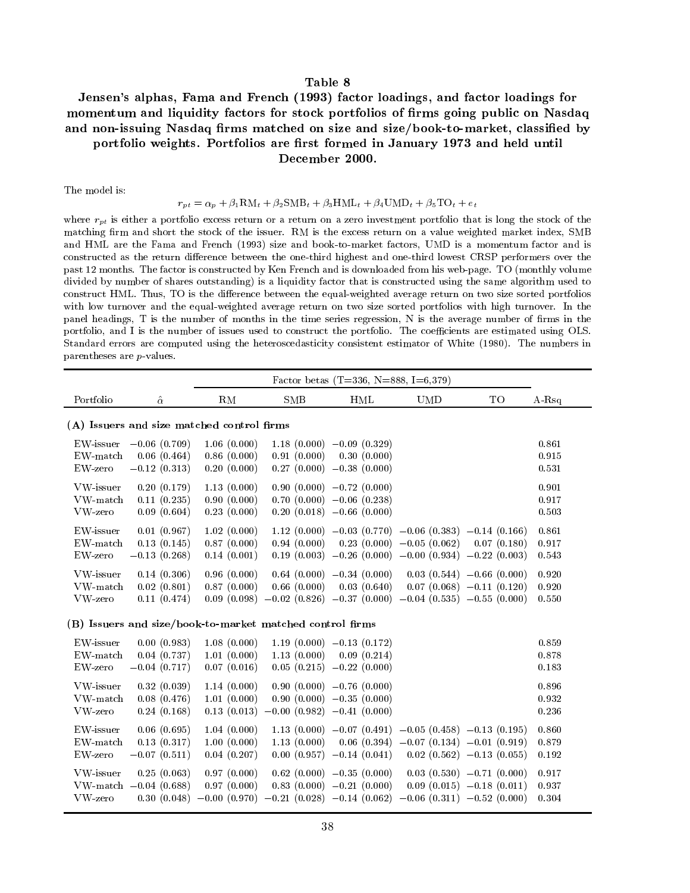### Table 8

**Jensen's alphas, Fama and French (1993) factor loadings, and factor loadings for momentum and liquidity factors for stock portfolios of firms going public on Nasdaq and non-issuing Nasdaq firms matched on size and size/book-to-market, classified by portfolio weights. Portfolios are first formed in January 1973 and held until December 2000.**

The model is:

$$r_{pt} = \alpha_p + \beta_1 \text{RM}_t + \beta_2 \text{SMB}_t + \beta_3 \text{HML}_t + \beta_4 \text{UMD}_t + \beta_5 \text{TO}_t + e_t$$

where $r_{pt}$ is either a portfolio excess return or a return on a zero investment portfolio that is long the stock of the matching firm and short the stock of the issuer. RM is the excess return on a value weighted market index, SMB and HML are the Fama and French (1993) size and book-to-market factors, UMD is a momentum factor and is constructed as the return difference between the one-third highest and one-third lowest CRSP performers over the past 12 months. The factor is constructed by Ken French and is downloaded from his web-page. TO (monthly volume divided by number of shares outstanding) is a liquidity factor that is constructed using the same algorithm used to construct HML. Thus, TO is the difference between the equal-weighted average return on two size sorted portfolios with low turnover and the equal-weighted average return on two size sorted portfolios with high turnover. In the panel headings, T is the number of months in the time series regression, N is the average number of firms in the portfolio, and I is the number of issues used to construct the portfolio. The coefficients are estimated using OLS. Standard errors are computed using the heteroscedasticity consistent estimator of White (1980). The numbers in parentheses are $p$-values.

| | | Factor betas (T=336, N=888, I=6,379) | | | | | |
|---|---|---|---|---|---|---|---|
| Portfolio | $\hat{\alpha}$ | RM | SMB | HML | UMD | TO | A-Rsq |
| **(A) Issuers and size matched control firms** | | | | | | | |
| EW-issuer | −0.06 (0.709) | 1.06 (0.000) | 1.18 (0.000) | −0.09 (0.329) | | | 0.861 |
| EW-match | 0.06 (0.464) | 0.86 (0.000) | 0.91 (0.000) | 0.30 (0.000) | | | 0.915 |
| EW-zero | −0.12 (0.313) | 0.20 (0.000) | 0.27 (0.000) | −0.38 (0.000) | | | 0.531 |
| VW-issuer | 0.20 (0.179) | 1.13 (0.000) | 0.90 (0.000) | −0.72 (0.000) | | | 0.901 |
| VW-match | 0.11 (0.235) | 0.90 (0.000) | 0.70 (0.000) | −0.06 (0.238) | | | 0.917 |
| VW-zero | 0.09 (0.604) | 0.23 (0.000) | 0.20 (0.018) | −0.66 (0.000) | | | 0.503 |
| EW-issuer | 0.01 (0.967) | 1.02 (0.000) | 1.12 (0.000) | −0.03 (0.770) | −0.06 (0.383) | −0.14 (0.166) | 0.861 |
| EW-match | 0.13 (0.145) | 0.87 (0.000) | 0.94 (0.000) | 0.23 (0.000) | −0.05 (0.062) | 0.07 (0.180) | 0.917 |
| EW-zero | −0.13 (0.268) | 0.14 (0.001) | 0.19 (0.003) | −0.26 (0.000) | −0.00 (0.934) | −0.22 (0.003) | 0.543 |
| VW-issuer | 0.14 (0.306) | 0.96 (0.000) | 0.64 (0.000) | −0.34 (0.000) | 0.03 (0.544) | −0.66 (0.000) | 0.920 |
| VW-match | 0.02 (0.801) | 0.87 (0.000) | 0.66 (0.000) | 0.03 (0.640) | 0.07 (0.068) | −0.11 (0.120) | 0.920 |
| VW-zero | 0.11 (0.474) | 0.09 (0.098) | −0.02 (0.826) | −0.37 (0.000) | −0.04 (0.535) | −0.55 (0.000) | 0.550 |
| **(B) Issuers and size/book-to-market matched control firms** | | | | | | | |
| EW-issuer | 0.00 (0.983) | 1.08 (0.000) | 1.19 (0.000) | −0.13 (0.172) | | | 0.859 |
| EW-match | 0.04 (0.737) | 1.01 (0.000) | 1.13 (0.000) | 0.09 (0.214) | | | 0.878 |
| EW-zero | −0.04 (0.717) | 0.07 (0.016) | 0.05 (0.215) | −0.22 (0.000) | | | 0.183 |
| VW-issuer | 0.32 (0.039) | 1.14 (0.000) | 0.90 (0.000) | −0.76 (0.000) | | | 0.896 |
| VW-match | 0.08 (0.476) | 1.01 (0.000) | 0.90 (0.000) | −0.35 (0.000) | | | 0.932 |
| VW-zero | 0.24 (0.168) | 0.13 (0.013) | −0.00 (0.982) | −0.41 (0.000) | | | 0.236 |
| EW-issuer | 0.06 (0.695) | 1.04 (0.000) | 1.13 (0.000) | −0.07 (0.491) | −0.05 (0.458) | −0.13 (0.195) | 0.860 |
| EW-match | 0.13 (0.317) | 1.00 (0.000) | 1.13 (0.000) | 0.06 (0.394) | −0.07 (0.134) | −0.01 (0.919) | 0.879 |
| EW-zero | −0.07 (0.511) | 0.04 (0.207) | 0.00 (0.957) | −0.14 (0.041) | 0.02 (0.562) | −0.13 (0.055) | 0.192 |
| VW-issuer | 0.25 (0.063) | 0.97 (0.000) | 0.62 (0.000) | −0.35 (0.000) | 0.03 (0.530) | −0.71 (0.000) | 0.917 |
| VW-match | −0.04 (0.688) | 0.97 (0.000) | 0.83 (0.000) | −0.21 (0.000) | 0.09 (0.015) | −0.18 (0.011) | 0.937 |
| VW-zero | 0.30 (0.048) | −0.00 (0.970) | −0.21 (0.028) | −0.14 (0.062) | −0.06 (0.311) | −0.52 (0.000) | 0.304 |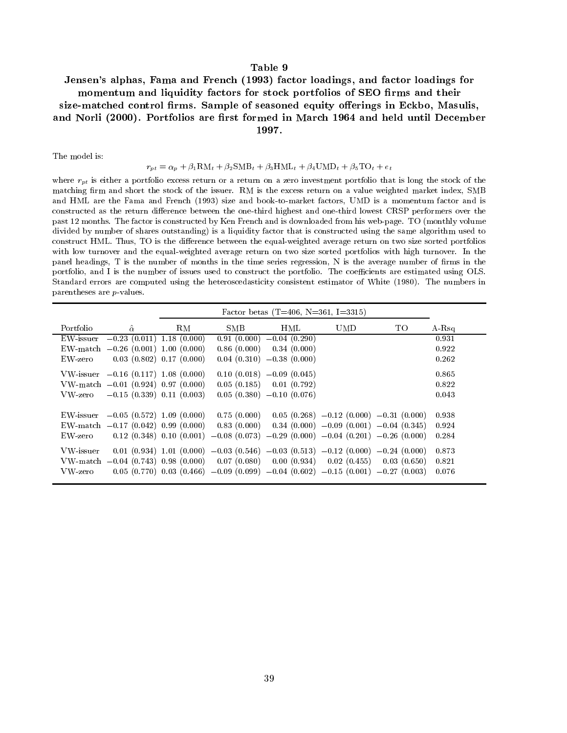## Table 9

**Jensen's alphas, Fama and French (1993) factor loadings, and factor loadings for momentum and liquidity factors for stock portfolios of SEO firms and their size-matched control firms. Sample of seasoned equity offerings in Eckbo, Masulis, and Norli (2000). Portfolios are first formed in March 1964 and held until December 1997.**

The model is:

$$r_{pt} = \alpha_p + \beta_1 \mathrm{RM}_t + \beta_2 \mathrm{SMB}_t + \beta_3 \mathrm{HML}_t + \beta_4 \mathrm{UMD}_t + \beta_5 \mathrm{TO}_t + e_t$$

where $r_{pt}$ is either a portfolio excess return or a return on a zero investment portfolio that is long the stock of the matching firm and short the stock of the issuer. RM is the excess return on a value weighted market index, SMB and HML are the Fama and French (1993) size and book-to-market factors, UMD is a momentum factor and is constructed as the return difference between the one-third highest and one-third lowest CRSP performers over the past 12 months. The factor is constructed by Ken French and is downloaded from his web-page. TO (monthly volume divided by number of shares outstanding) is a liquidity factor that is constructed using the same algorithm used to construct HML. Thus, TO is the difference between the equal-weighted average return on two size sorted portfolios with low turnover and the equal-weighted average return on two size sorted portfolios with high turnover. In the panel headings, T is the number of months in the time series regression, N is the average number of firms in the portfolio, and I is the number of issues used to construct the portfolio. The coefficients are estimated using OLS. Standard errors are computed using the heteroscedasticity consistent estimator of White (1980). The numbers in parentheses are $p$-values.

| | | Factor betas (T=406, N=361, I=3315) | | | | | |
|---|---|---|---|---|---|---|---|
| Portfolio | $\hat{\alpha}$ | RM | SMB | HML | UMD | TO | A-Rsq |
| EW-issuer | −0.23 (0.011) | 1.18 (0.000) | 0.91 (0.000) | −0.04 (0.290) | | | 0.931 |
| EW-match | −0.26 (0.001) | 1.00 (0.000) | 0.86 (0.000) | 0.34 (0.000) | | | 0.922 |
| EW-zero | 0.03 (0.802) | 0.17 (0.000) | 0.04 (0.310) | −0.38 (0.000) | | | 0.262 |
| VW-issuer | −0.16 (0.117) | 1.08 (0.000) | 0.10 (0.018) | −0.09 (0.045) | | | 0.865 |
| VW-match | −0.01 (0.924) | 0.97 (0.000) | 0.05 (0.185) | 0.01 (0.792) | | | 0.822 |
| VW-zero | −0.15 (0.339) | 0.11 (0.003) | 0.05 (0.380) | −0.10 (0.076) | | | 0.043 |
| EW-issuer | −0.05 (0.572) | 1.09 (0.000) | 0.75 (0.000) | 0.05 (0.268) | −0.12 (0.000) | −0.31 (0.000) | 0.938 |
| EW-match | −0.17 (0.042) | 0.99 (0.000) | 0.83 (0.000) | 0.34 (0.000) | −0.09 (0.001) | −0.04 (0.345) | 0.924 |
| EW-zero | 0.12 (0.348) | 0.10 (0.001) | −0.08 (0.073) | −0.29 (0.000) | −0.04 (0.201) | −0.26 (0.000) | 0.284 |
| VW-issuer | 0.01 (0.934) | 1.01 (0.000) | −0.03 (0.546) | −0.03 (0.513) | −0.12 (0.000) | −0.24 (0.000) | 0.873 |
| VW-match | −0.04 (0.743) | 0.98 (0.000) | 0.07 (0.080) | 0.00 (0.934) | 0.02 (0.455) | 0.03 (0.650) | 0.821 |
| VW-zero | 0.05 (0.770) | 0.03 (0.466) | −0.09 (0.099) | −0.04 (0.602) | −0.15 (0.001) | −0.27 (0.003) | 0.076 |